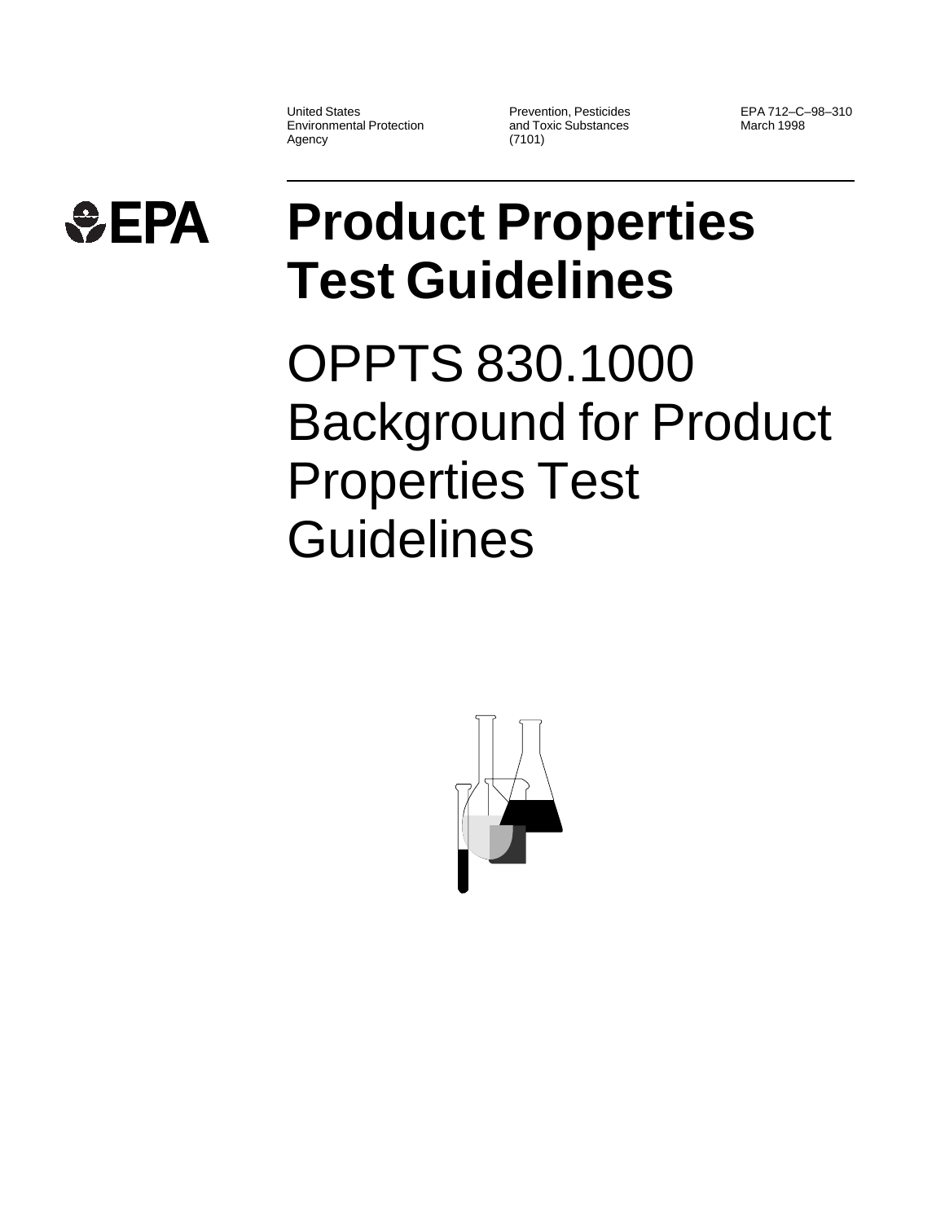United States
Environmental Protection
Agency

Prevention, Pesticides
and Toxic Substances
(7101)

EPA 712–C–98–310
March 1998

EPA

# Product Properties Test Guidelines

# OPPTS 830.1000 Background for Product Properties Test Guidelines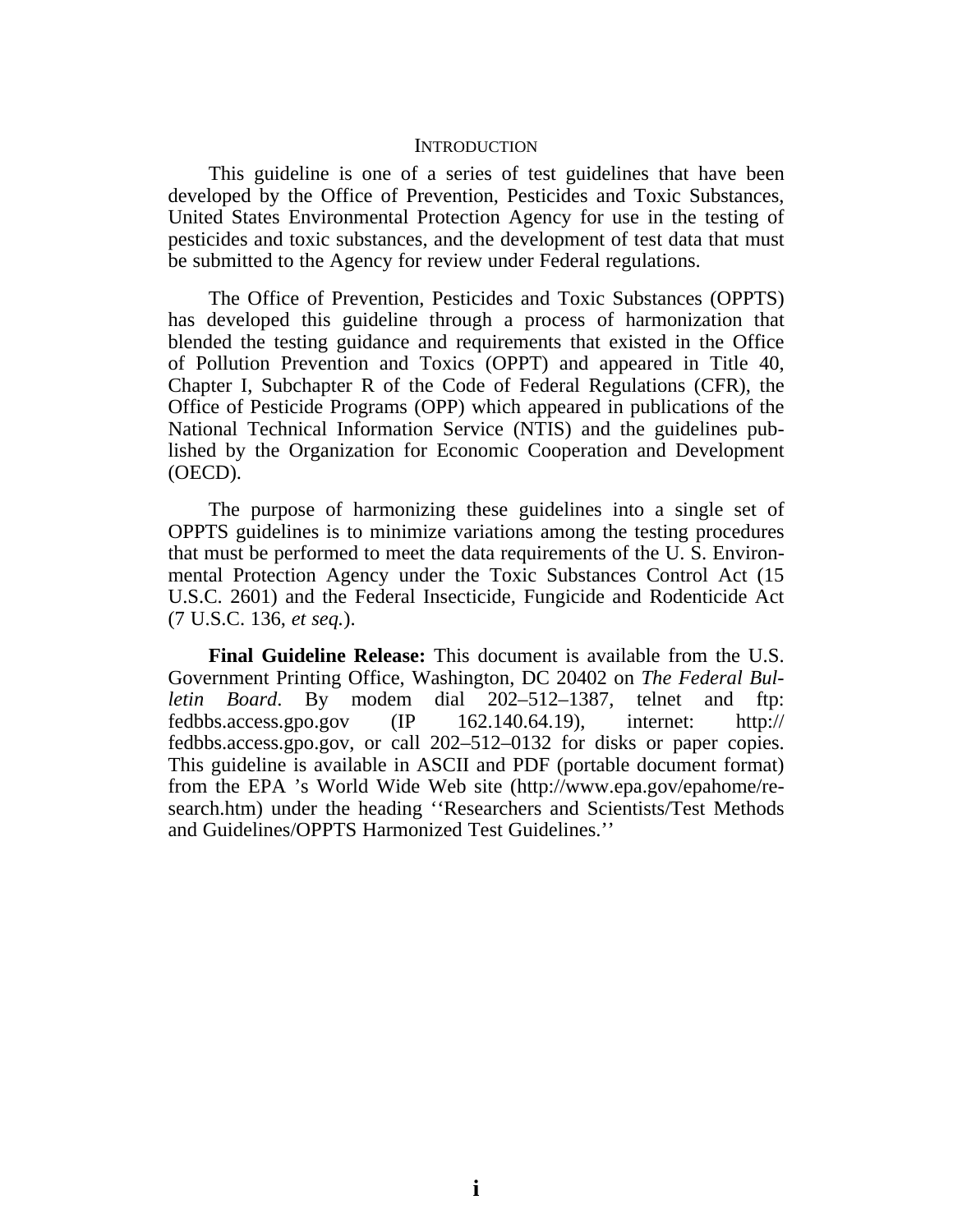## INTRODUCTION

This guideline is one of a series of test guidelines that have been developed by the Office of Prevention, Pesticides and Toxic Substances, United States Environmental Protection Agency for use in the testing of pesticides and toxic substances, and the development of test data that must be submitted to the Agency for review under Federal regulations.

The Office of Prevention, Pesticides and Toxic Substances (OPPTS) has developed this guideline through a process of harmonization that blended the testing guidance and requirements that existed in the Office of Pollution Prevention and Toxics (OPPT) and appeared in Title 40, Chapter I, Subchapter R of the Code of Federal Regulations (CFR), the Office of Pesticide Programs (OPP) which appeared in publications of the National Technical Information Service (NTIS) and the guidelines published by the Organization for Economic Cooperation and Development (OECD).

The purpose of harmonizing these guidelines into a single set of OPPTS guidelines is to minimize variations among the testing procedures that must be performed to meet the data requirements of the U. S. Environmental Protection Agency under the Toxic Substances Control Act (15 U.S.C. 2601) and the Federal Insecticide, Fungicide and Rodenticide Act (7 U.S.C. 136, *et seq.*).

**Final Guideline Release:** This document is available from the U.S. Government Printing Office, Washington, DC 20402 on *The Federal Bulletin Board*. By modem dial 202–512–1387, telnet and ftp: fedbbs.access.gpo.gov (IP 162.140.64.19), internet: http://fedbbs.access.gpo.gov, or call 202–512–0132 for disks or paper copies. This guideline is available in ASCII and PDF (portable document format) from the EPA 's World Wide Web site (http://www.epa.gov/epahome/research.htm) under the heading ''Researchers and Scientists/Test Methods and Guidelines/OPPTS Harmonized Test Guidelines.''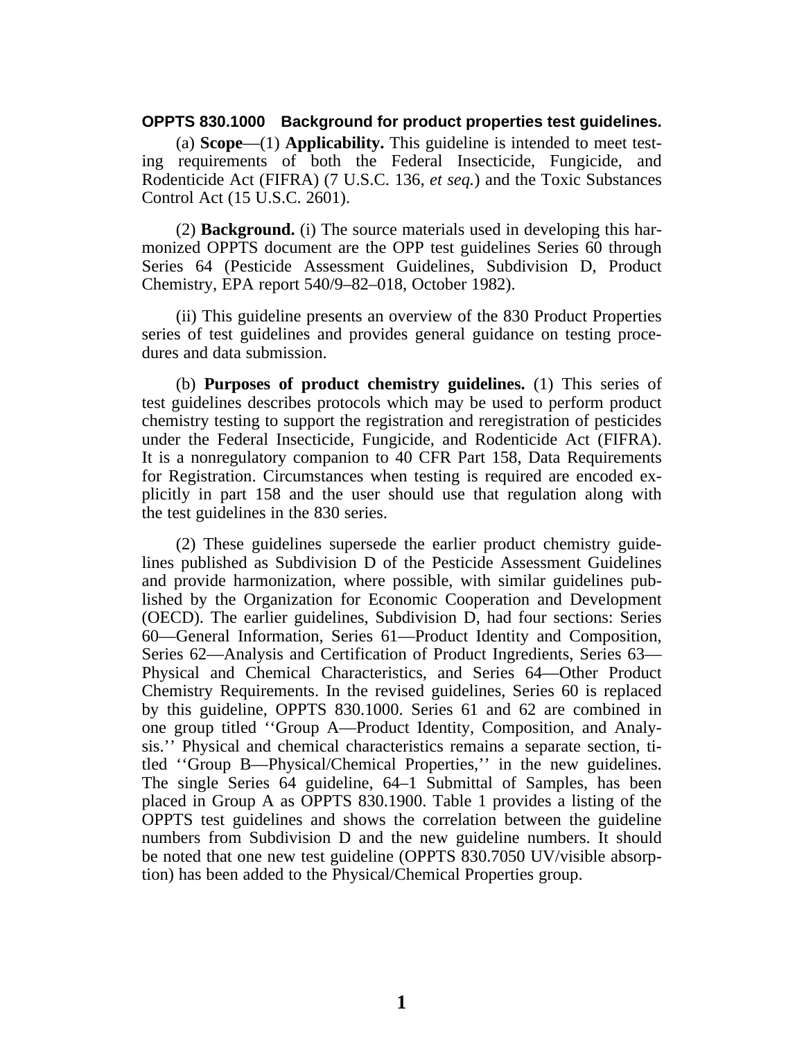**OPPTS 830.1000 Background for product properties test guidelines.**

(a) **Scope**—(1) **Applicability.** This guideline is intended to meet testing requirements of both the Federal Insecticide, Fungicide, and Rodenticide Act (FIFRA) (7 U.S.C. 136, *et seq.*) and the Toxic Substances Control Act (15 U.S.C. 2601).

(2) **Background.** (i) The source materials used in developing this harmonized OPPTS document are the OPP test guidelines Series 60 through Series 64 (Pesticide Assessment Guidelines, Subdivision D, Product Chemistry, EPA report 540/9–82–018, October 1982).

(ii) This guideline presents an overview of the 830 Product Properties series of test guidelines and provides general guidance on testing procedures and data submission.

(b) **Purposes of product chemistry guidelines.** (1) This series of test guidelines describes protocols which may be used to perform product chemistry testing to support the registration and reregistration of pesticides under the Federal Insecticide, Fungicide, and Rodenticide Act (FIFRA). It is a nonregulatory companion to 40 CFR Part 158, Data Requirements for Registration. Circumstances when testing is required are encoded explicitly in part 158 and the user should use that regulation along with the test guidelines in the 830 series.

(2) These guidelines supersede the earlier product chemistry guidelines published as Subdivision D of the Pesticide Assessment Guidelines and provide harmonization, where possible, with similar guidelines published by the Organization for Economic Cooperation and Development (OECD). The earlier guidelines, Subdivision D, had four sections: Series 60—General Information, Series 61—Product Identity and Composition, Series 62—Analysis and Certification of Product Ingredients, Series 63—Physical and Chemical Characteristics, and Series 64—Other Product Chemistry Requirements. In the revised guidelines, Series 60 is replaced by this guideline, OPPTS 830.1000. Series 61 and 62 are combined in one group titled ''Group A—Product Identity, Composition, and Analysis.'' Physical and chemical characteristics remains a separate section, titled ''Group B—Physical/Chemical Properties,'' in the new guidelines. The single Series 64 guideline, 64–1 Submittal of Samples, has been placed in Group A as OPPTS 830.1900. Table 1 provides a listing of the OPPTS test guidelines and shows the correlation between the guideline numbers from Subdivision D and the new guideline numbers. It should be noted that one new test guideline (OPPTS 830.7050 UV/visible absorption) has been added to the Physical/Chemical Properties group.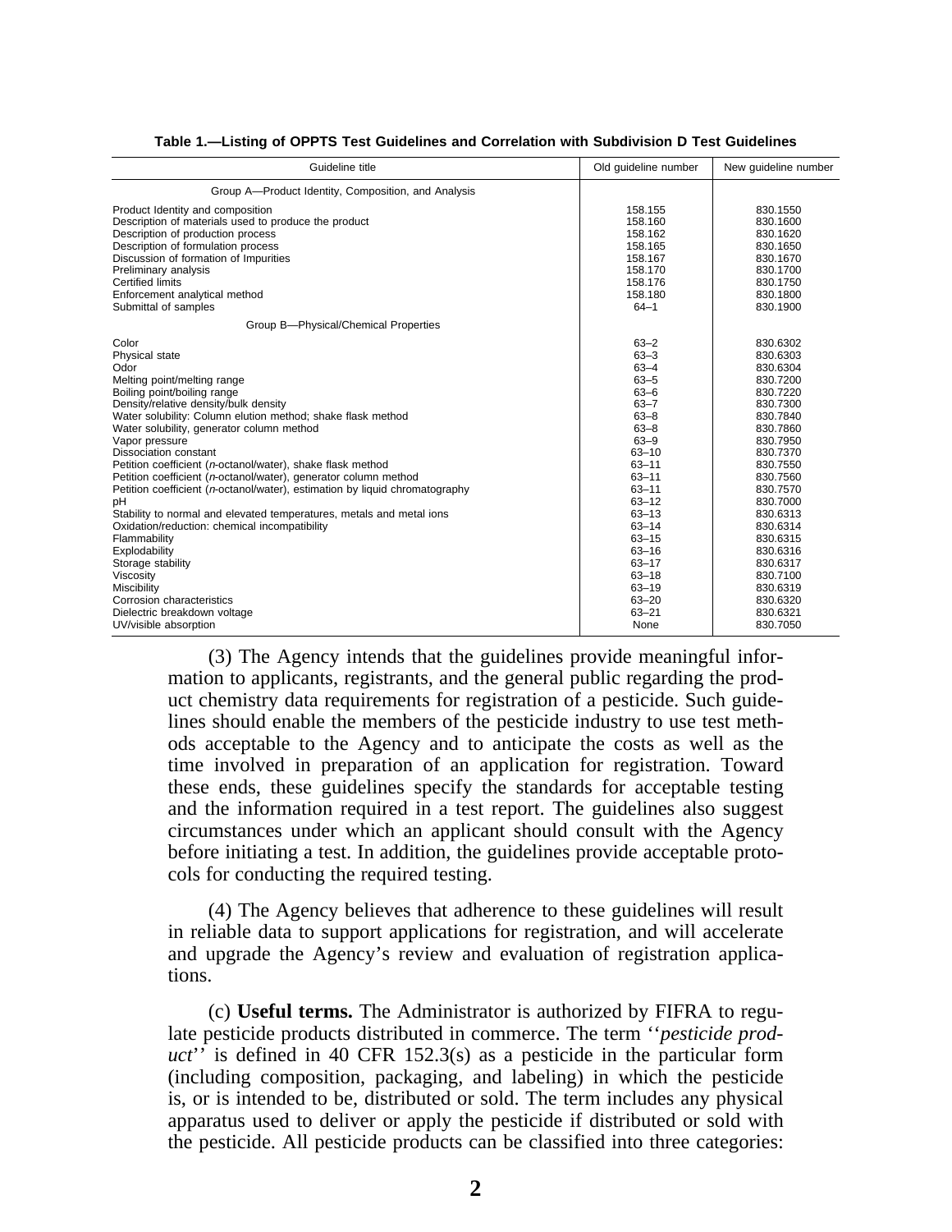**Table 1.—Listing of OPPTS Test Guidelines and Correlation with Subdivision D Test Guidelines**

| Guideline title | Old guideline number | New guideline number |
|---|---|---|
| Group A—Product Identity, Composition, and Analysis | | |
| Product Identity and composition | 158.155 | 830.1550 |
| Description of materials used to produce the product | 158.160 | 830.1600 |
| Description of production process | 158.162 | 830.1620 |
| Description of formulation process | 158.165 | 830.1650 |
| Discussion of formation of Impurities | 158.167 | 830.1670 |
| Preliminary analysis | 158.170 | 830.1700 |
| Certified limits | 158.176 | 830.1750 |
| Enforcement analytical method | 158.180 | 830.1800 |
| Submittal of samples | 64–1 | 830.1900 |
| Group B—Physical/Chemical Properties | | |
| Color | 63–2 | 830.6302 |
| Physical state | 63–3 | 830.6303 |
| Odor | 63–4 | 830.6304 |
| Melting point/melting range | 63–5 | 830.7200 |
| Boiling point/boiling range | 63–6 | 830.7220 |
| Density/relative density/bulk density | 63–7 | 830.7300 |
| Water solubility: Column elution method; shake flask method | 63–8 | 830.7840 |
| Water solubility, generator column method | 63–8 | 830.7860 |
| Vapor pressure | 63–9 | 830.7950 |
| Dissociation constant | 63–10 | 830.7370 |
| Petition coefficient (*n*-octanol/water), shake flask method | 63–11 | 830.7550 |
| Petition coefficient (*n*-octanol/water), generator column method | 63–11 | 830.7560 |
| Petition coefficient (*n*-octanol/water), estimation by liquid chromatography | 63–11 | 830.7570 |
| pH | 63–12 | 830.7000 |
| Stability to normal and elevated temperatures, metals and metal ions | 63–13 | 830.6313 |
| Oxidation/reduction: chemical incompatibility | 63–14 | 830.6314 |
| Flammability | 63–15 | 830.6315 |
| Explodability | 63–16 | 830.6316 |
| Storage stability | 63–17 | 830.6317 |
| Viscosity | 63–18 | 830.7100 |
| Miscibility | 63–19 | 830.6319 |
| Corrosion characteristics | 63–20 | 830.6320 |
| Dielectric breakdown voltage | 63–21 | 830.6321 |
| UV/visible absorption | None | 830.7050 |

(3) The Agency intends that the guidelines provide meaningful information to applicants, registrants, and the general public regarding the product chemistry data requirements for registration of a pesticide. Such guidelines should enable the members of the pesticide industry to use test methods acceptable to the Agency and to anticipate the costs as well as the time involved in preparation of an application for registration. Toward these ends, these guidelines specify the standards for acceptable testing and the information required in a test report. The guidelines also suggest circumstances under which an applicant should consult with the Agency before initiating a test. In addition, the guidelines provide acceptable protocols for conducting the required testing.

(4) The Agency believes that adherence to these guidelines will result in reliable data to support applications for registration, and will accelerate and upgrade the Agency's review and evaluation of registration applications.

(c) **Useful terms.** The Administrator is authorized by FIFRA to regulate pesticide products distributed in commerce. The term ''*pesticide product*'' is defined in 40 CFR 152.3(s) as a pesticide in the particular form (including composition, packaging, and labeling) in which the pesticide is, or is intended to be, distributed or sold. The term includes any physical apparatus used to deliver or apply the pesticide if distributed or sold with the pesticide. All pesticide products can be classified into three categories: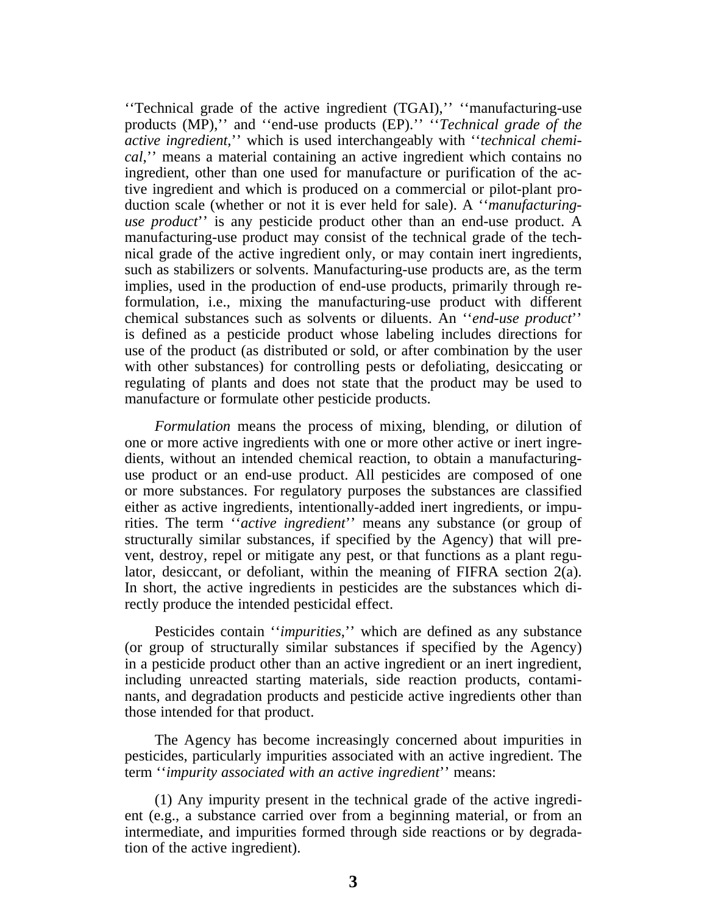''Technical grade of the active ingredient (TGAI),'' ''manufacturing-use products (MP),'' and ''end-use products (EP).'' ''*Technical grade of the active ingredient*,'' which is used interchangeably with ''*technical chemical*,'' means a material containing an active ingredient which contains no ingredient, other than one used for manufacture or purification of the active ingredient and which is produced on a commercial or pilot-plant production scale (whether or not it is ever held for sale). A ''*manufacturing-use product*'' is any pesticide product other than an end-use product. A manufacturing-use product may consist of the technical grade of the technical grade of the active ingredient only, or may contain inert ingredients, such as stabilizers or solvents. Manufacturing-use products are, as the term implies, used in the production of end-use products, primarily through reformulation, i.e., mixing the manufacturing-use product with different chemical substances such as solvents or diluents. An ''*end-use product*'' is defined as a pesticide product whose labeling includes directions for use of the product (as distributed or sold, or after combination by the user with other substances) for controlling pests or defoliating, desiccating or regulating of plants and does not state that the product may be used to manufacture or formulate other pesticide products.

*Formulation* means the process of mixing, blending, or dilution of one or more active ingredients with one or more other active or inert ingredients, without an intended chemical reaction, to obtain a manufacturing-use product or an end-use product. All pesticides are composed of one or more substances. For regulatory purposes the substances are classified either as active ingredients, intentionally-added inert ingredients, or impurities. The term ''*active ingredient*'' means any substance (or group of structurally similar substances, if specified by the Agency) that will prevent, destroy, repel or mitigate any pest, or that functions as a plant regulator, desiccant, or defoliant, within the meaning of FIFRA section 2(a). In short, the active ingredients in pesticides are the substances which directly produce the intended pesticidal effect.

Pesticides contain ''*impurities*,'' which are defined as any substance (or group of structurally similar substances if specified by the Agency) in a pesticide product other than an active ingredient or an inert ingredient, including unreacted starting materials, side reaction products, contaminants, and degradation products and pesticide active ingredients other than those intended for that product.

The Agency has become increasingly concerned about impurities in pesticides, particularly impurities associated with an active ingredient. The term ''*impurity associated with an active ingredient*'' means:

(1) Any impurity present in the technical grade of the active ingredient (e.g., a substance carried over from a beginning material, or from an intermediate, and impurities formed through side reactions or by degradation of the active ingredient).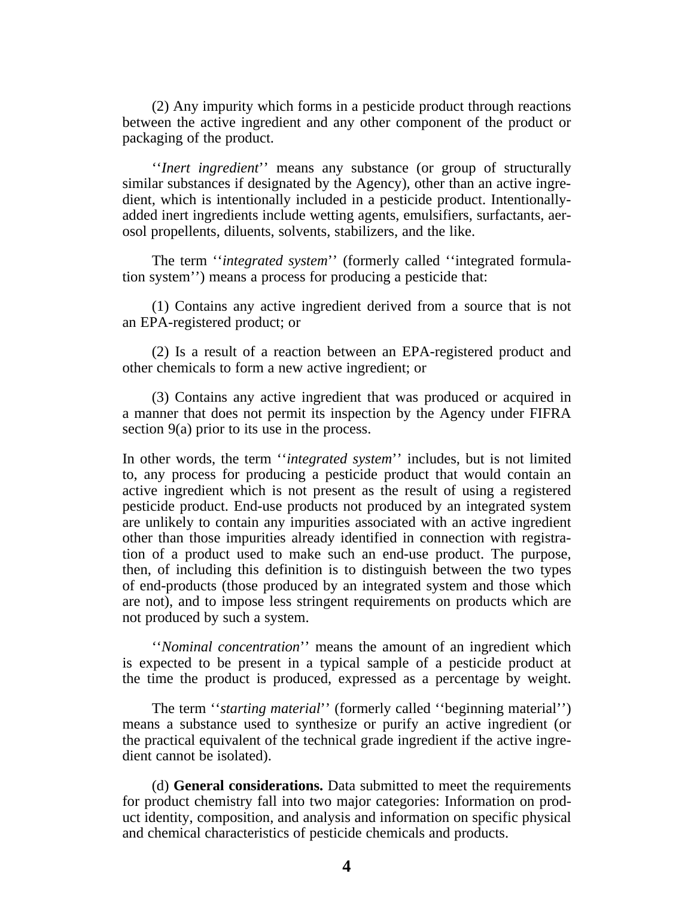(2) Any impurity which forms in a pesticide product through reactions between the active ingredient and any other component of the product or packaging of the product.

''*Inert ingredient*'' means any substance (or group of structurally similar substances if designated by the Agency), other than an active ingredient, which is intentionally included in a pesticide product. Intentionally-added inert ingredients include wetting agents, emulsifiers, surfactants, aerosol propellents, diluents, solvents, stabilizers, and the like.

The term ''*integrated system*'' (formerly called ''integrated formulation system'') means a process for producing a pesticide that:

(1) Contains any active ingredient derived from a source that is not an EPA-registered product; or

(2) Is a result of a reaction between an EPA-registered product and other chemicals to form a new active ingredient; or

(3) Contains any active ingredient that was produced or acquired in a manner that does not permit its inspection by the Agency under FIFRA section 9(a) prior to its use in the process.

In other words, the term ''*integrated system*'' includes, but is not limited to, any process for producing a pesticide product that would contain an active ingredient which is not present as the result of using a registered pesticide product. End-use products not produced by an integrated system are unlikely to contain any impurities associated with an active ingredient other than those impurities already identified in connection with registration of a product used to make such an end-use product. The purpose, then, of including this definition is to distinguish between the two types of end-products (those produced by an integrated system and those which are not), and to impose less stringent requirements on products which are not produced by such a system.

''*Nominal concentration*'' means the amount of an ingredient which is expected to be present in a typical sample of a pesticide product at the time the product is produced, expressed as a percentage by weight.

The term ''*starting material*'' (formerly called ''beginning material'') means a substance used to synthesize or purify an active ingredient (or the practical equivalent of the technical grade ingredient if the active ingredient cannot be isolated).

(d) **General considerations.** Data submitted to meet the requirements for product chemistry fall into two major categories: Information on product identity, composition, and analysis and information on specific physical and chemical characteristics of pesticide chemicals and products.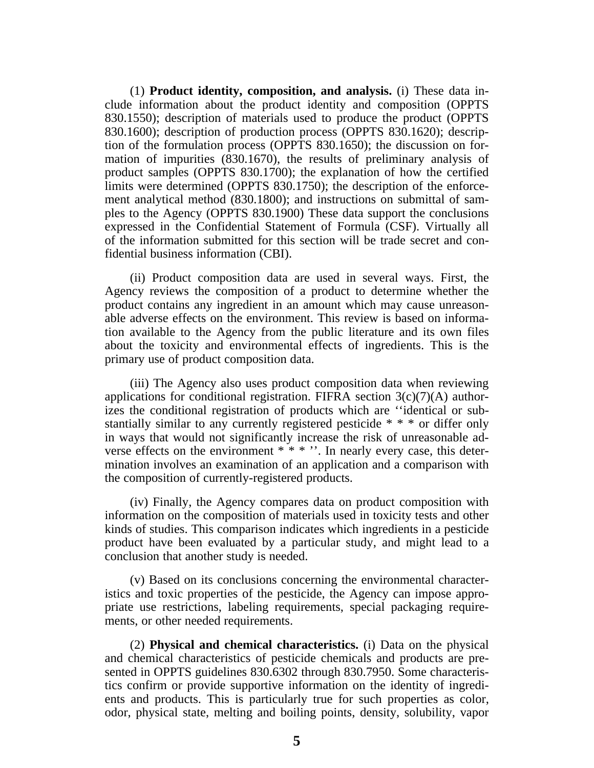(1) **Product identity, composition, and analysis.** (i) These data include information about the product identity and composition (OPPTS 830.1550); description of materials used to produce the product (OPPTS 830.1600); description of production process (OPPTS 830.1620); description of the formulation process (OPPTS 830.1650); the discussion on formation of impurities (830.1670), the results of preliminary analysis of product samples (OPPTS 830.1700); the explanation of how the certified limits were determined (OPPTS 830.1750); the description of the enforcement analytical method (830.1800); and instructions on submittal of samples to the Agency (OPPTS 830.1900) These data support the conclusions expressed in the Confidential Statement of Formula (CSF). Virtually all of the information submitted for this section will be trade secret and confidential business information (CBI).

(ii) Product composition data are used in several ways. First, the Agency reviews the composition of a product to determine whether the product contains any ingredient in an amount which may cause unreasonable adverse effects on the environment. This review is based on information available to the Agency from the public literature and its own files about the toxicity and environmental effects of ingredients. This is the primary use of product composition data.

(iii) The Agency also uses product composition data when reviewing applications for conditional registration. FIFRA section 3(c)(7)(A) authorizes the conditional registration of products which are ''identical or substantially similar to any currently registered pesticide * * * or differ only in ways that would not significantly increase the risk of unreasonable adverse effects on the environment * * * ''. In nearly every case, this determination involves an examination of an application and a comparison with the composition of currently-registered products.

(iv) Finally, the Agency compares data on product composition with information on the composition of materials used in toxicity tests and other kinds of studies. This comparison indicates which ingredients in a pesticide product have been evaluated by a particular study, and might lead to a conclusion that another study is needed.

(v) Based on its conclusions concerning the environmental characteristics and toxic properties of the pesticide, the Agency can impose appropriate use restrictions, labeling requirements, special packaging requirements, or other needed requirements.

(2) **Physical and chemical characteristics.** (i) Data on the physical and chemical characteristics of pesticide chemicals and products are presented in OPPTS guidelines 830.6302 through 830.7950. Some characteristics confirm or provide supportive information on the identity of ingredients and products. This is particularly true for such properties as color, odor, physical state, melting and boiling points, density, solubility, vapor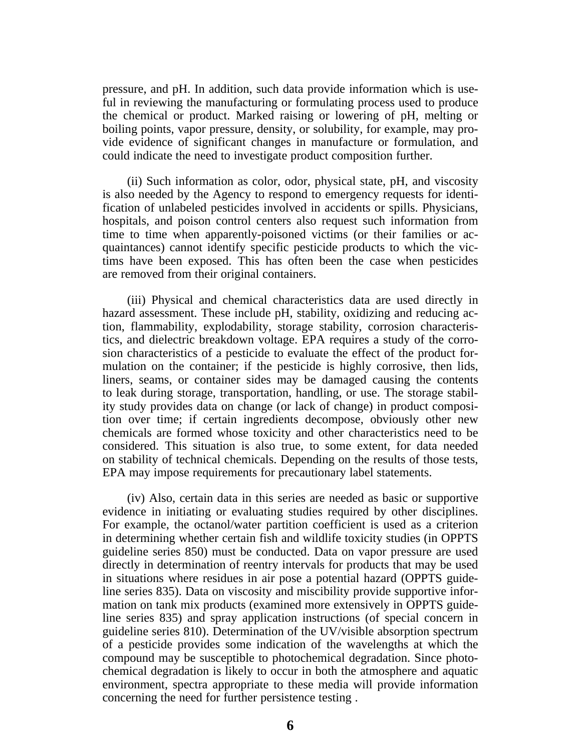pressure, and pH. In addition, such data provide information which is useful in reviewing the manufacturing or formulating process used to produce the chemical or product. Marked raising or lowering of pH, melting or boiling points, vapor pressure, density, or solubility, for example, may provide evidence of significant changes in manufacture or formulation, and could indicate the need to investigate product composition further.

(ii) Such information as color, odor, physical state, pH, and viscosity is also needed by the Agency to respond to emergency requests for identification of unlabeled pesticides involved in accidents or spills. Physicians, hospitals, and poison control centers also request such information from time to time when apparently-poisoned victims (or their families or acquaintances) cannot identify specific pesticide products to which the victims have been exposed. This has often been the case when pesticides are removed from their original containers.

(iii) Physical and chemical characteristics data are used directly in hazard assessment. These include pH, stability, oxidizing and reducing action, flammability, explodability, storage stability, corrosion characteristics, and dielectric breakdown voltage. EPA requires a study of the corrosion characteristics of a pesticide to evaluate the effect of the product formulation on the container; if the pesticide is highly corrosive, then lids, liners, seams, or container sides may be damaged causing the contents to leak during storage, transportation, handling, or use. The storage stability study provides data on change (or lack of change) in product composition over time; if certain ingredients decompose, obviously other new chemicals are formed whose toxicity and other characteristics need to be considered. This situation is also true, to some extent, for data needed on stability of technical chemicals. Depending on the results of those tests, EPA may impose requirements for precautionary label statements.

(iv) Also, certain data in this series are needed as basic or supportive evidence in initiating or evaluating studies required by other disciplines. For example, the octanol/water partition coefficient is used as a criterion in determining whether certain fish and wildlife toxicity studies (in OPPTS guideline series 850) must be conducted. Data on vapor pressure are used directly in determination of reentry intervals for products that may be used in situations where residues in air pose a potential hazard (OPPTS guideline series 835). Data on viscosity and miscibility provide supportive information on tank mix products (examined more extensively in OPPTS guideline series 835) and spray application instructions (of special concern in guideline series 810). Determination of the UV/visible absorption spectrum of a pesticide provides some indication of the wavelengths at which the compound may be susceptible to photochemical degradation. Since photochemical degradation is likely to occur in both the atmosphere and aquatic environment, spectra appropriate to these media will provide information concerning the need for further persistence testing .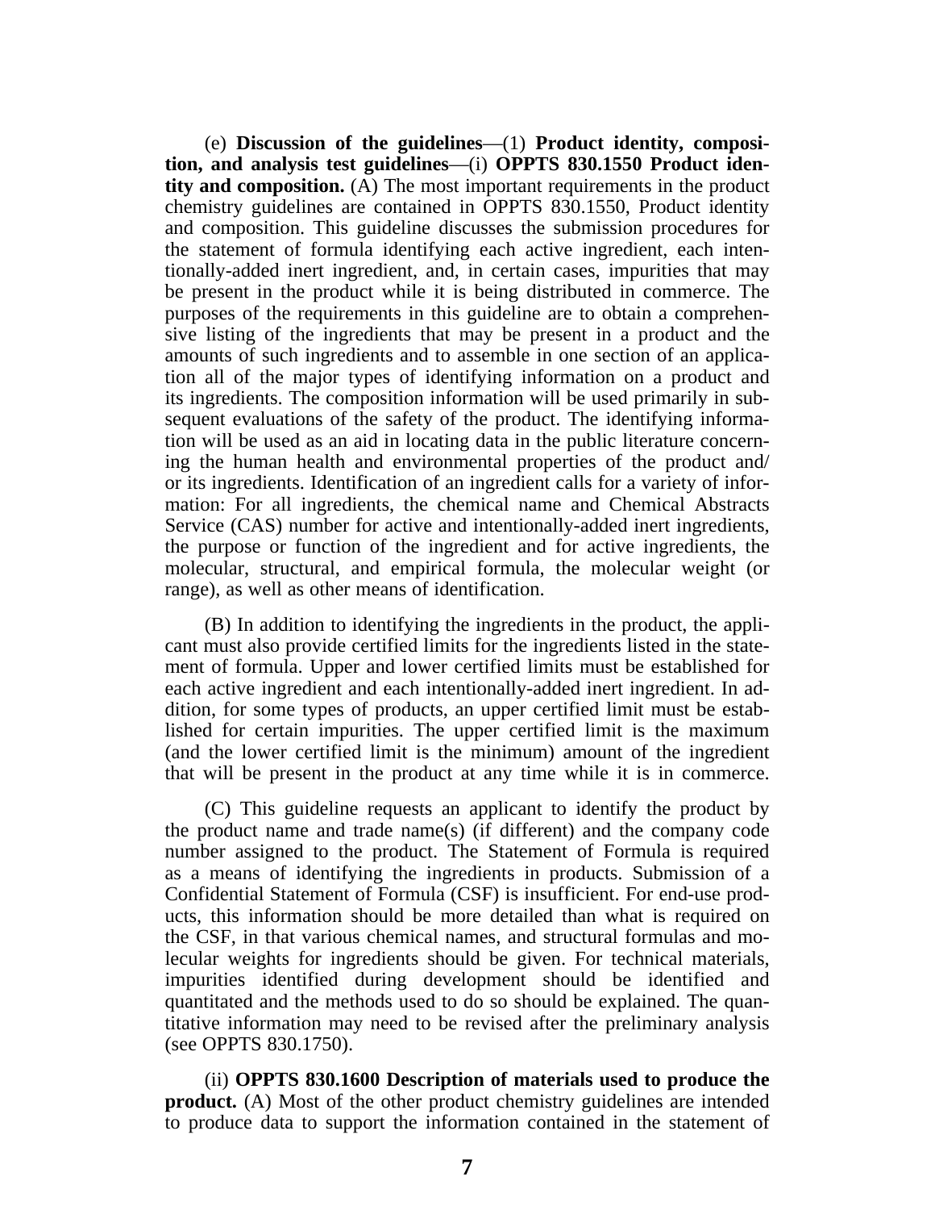(e) **Discussion of the guidelines**—(1) **Product identity, composition, and analysis test guidelines**—(i) **OPPTS 830.1550 Product identity and composition.** (A) The most important requirements in the product chemistry guidelines are contained in OPPTS 830.1550, Product identity and composition. This guideline discusses the submission procedures for the statement of formula identifying each active ingredient, each intentionally-added inert ingredient, and, in certain cases, impurities that may be present in the product while it is being distributed in commerce. The purposes of the requirements in this guideline are to obtain a comprehensive listing of the ingredients that may be present in a product and the amounts of such ingredients and to assemble in one section of an application all of the major types of identifying information on a product and its ingredients. The composition information will be used primarily in subsequent evaluations of the safety of the product. The identifying information will be used as an aid in locating data in the public literature concerning the human health and environmental properties of the product and/or its ingredients. Identification of an ingredient calls for a variety of information: For all ingredients, the chemical name and Chemical Abstracts Service (CAS) number for active and intentionally-added inert ingredients, the purpose or function of the ingredient and for active ingredients, the molecular, structural, and empirical formula, the molecular weight (or range), as well as other means of identification.

(B) In addition to identifying the ingredients in the product, the applicant must also provide certified limits for the ingredients listed in the statement of formula. Upper and lower certified limits must be established for each active ingredient and each intentionally-added inert ingredient. In addition, for some types of products, an upper certified limit must be established for certain impurities. The upper certified limit is the maximum (and the lower certified limit is the minimum) amount of the ingredient that will be present in the product at any time while it is in commerce.

(C) This guideline requests an applicant to identify the product by the product name and trade name(s) (if different) and the company code number assigned to the product. The Statement of Formula is required as a means of identifying the ingredients in products. Submission of a Confidential Statement of Formula (CSF) is insufficient. For end-use products, this information should be more detailed than what is required on the CSF, in that various chemical names, and structural formulas and molecular weights for ingredients should be given. For technical materials, impurities identified during development should be identified and quantitated and the methods used to do so should be explained. The quantitative information may need to be revised after the preliminary analysis (see OPPTS 830.1750).

(ii) **OPPTS 830.1600 Description of materials used to produce the product.** (A) Most of the other product chemistry guidelines are intended to produce data to support the information contained in the statement of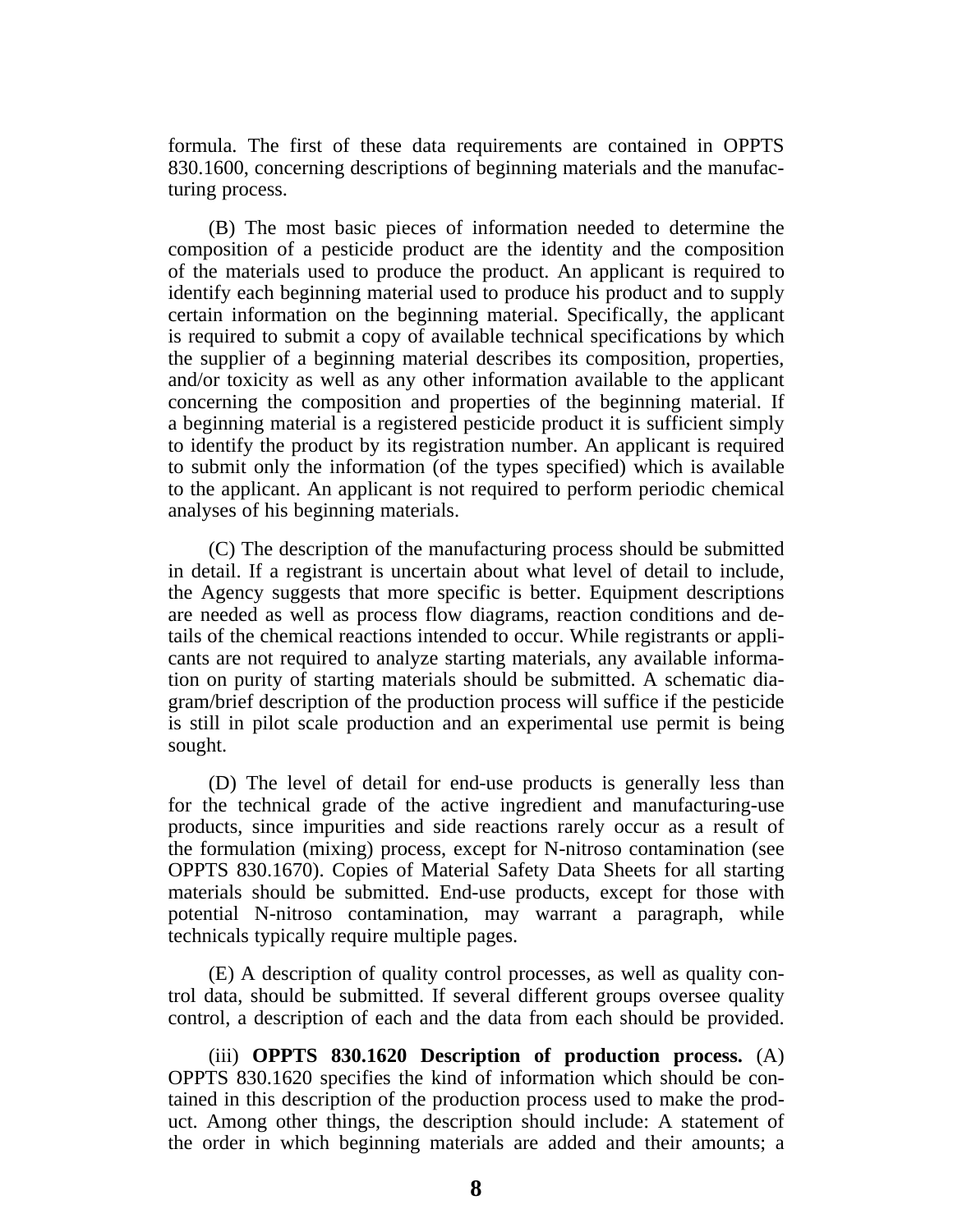formula. The first of these data requirements are contained in OPPTS 830.1600, concerning descriptions of beginning materials and the manufacturing process.

(B) The most basic pieces of information needed to determine the composition of a pesticide product are the identity and the composition of the materials used to produce the product. An applicant is required to identify each beginning material used to produce his product and to supply certain information on the beginning material. Specifically, the applicant is required to submit a copy of available technical specifications by which the supplier of a beginning material describes its composition, properties, and/or toxicity as well as any other information available to the applicant concerning the composition and properties of the beginning material. If a beginning material is a registered pesticide product it is sufficient simply to identify the product by its registration number. An applicant is required to submit only the information (of the types specified) which is available to the applicant. An applicant is not required to perform periodic chemical analyses of his beginning materials.

(C) The description of the manufacturing process should be submitted in detail. If a registrant is uncertain about what level of detail to include, the Agency suggests that more specific is better. Equipment descriptions are needed as well as process flow diagrams, reaction conditions and details of the chemical reactions intended to occur. While registrants or applicants are not required to analyze starting materials, any available information on purity of starting materials should be submitted. A schematic diagram/brief description of the production process will suffice if the pesticide is still in pilot scale production and an experimental use permit is being sought.

(D) The level of detail for end-use products is generally less than for the technical grade of the active ingredient and manufacturing-use products, since impurities and side reactions rarely occur as a result of the formulation (mixing) process, except for N-nitroso contamination (see OPPTS 830.1670). Copies of Material Safety Data Sheets for all starting materials should be submitted. End-use products, except for those with potential N-nitroso contamination, may warrant a paragraph, while technicals typically require multiple pages.

(E) A description of quality control processes, as well as quality control data, should be submitted. If several different groups oversee quality control, a description of each and the data from each should be provided.

(iii) **OPPTS 830.1620 Description of production process.** (A) OPPTS 830.1620 specifies the kind of information which should be contained in this description of the production process used to make the product. Among other things, the description should include: A statement of the order in which beginning materials are added and their amounts; a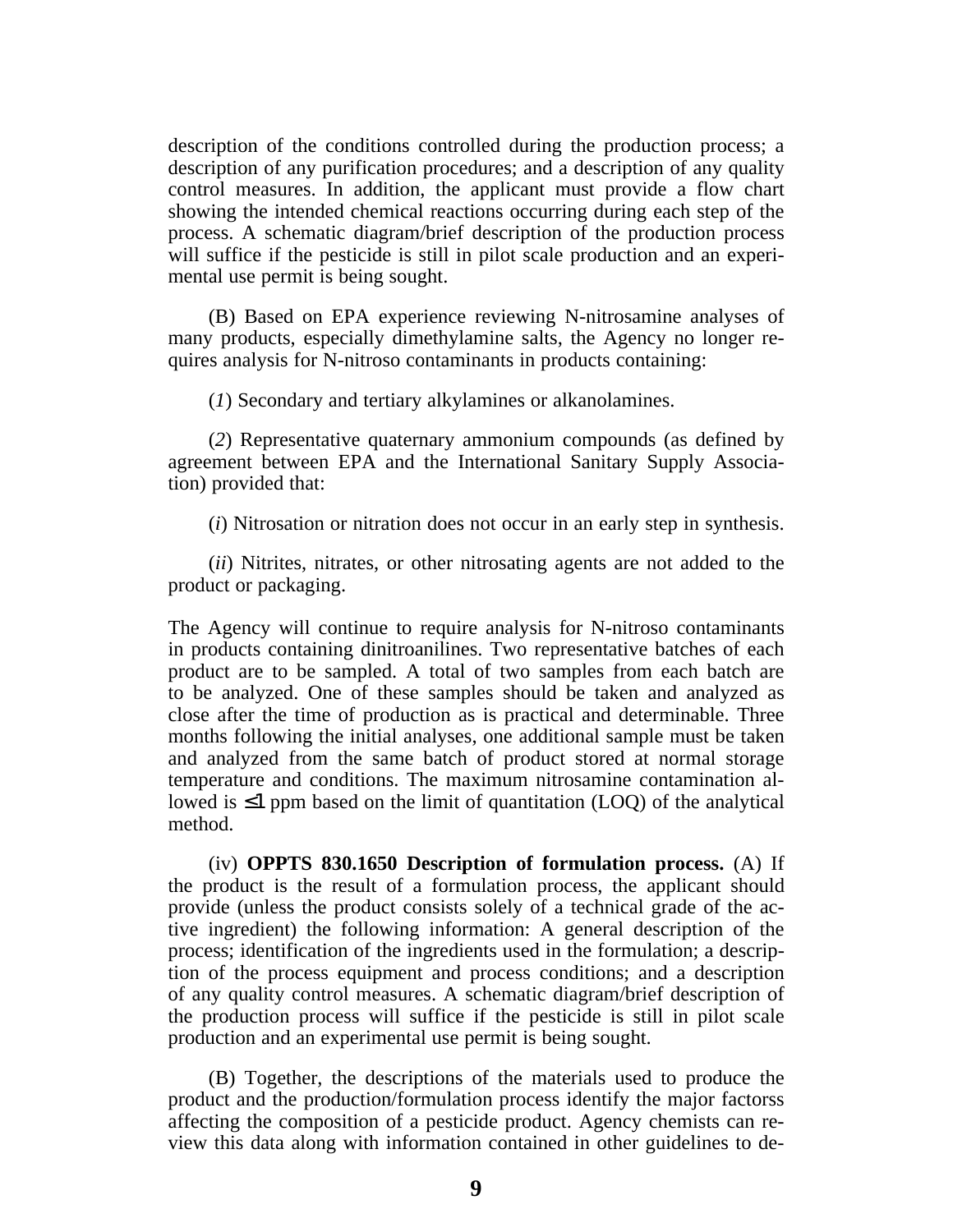description of the conditions controlled during the production process; a description of any purification procedures; and a description of any quality control measures. In addition, the applicant must provide a flow chart showing the intended chemical reactions occurring during each step of the process. A schematic diagram/brief description of the production process will suffice if the pesticide is still in pilot scale production and an experimental use permit is being sought.

(B) Based on EPA experience reviewing N-nitrosamine analyses of many products, especially dimethylamine salts, the Agency no longer requires analysis for N-nitroso contaminants in products containing:

(*1*) Secondary and tertiary alkylamines or alkanolamines.

(*2*) Representative quaternary ammonium compounds (as defined by agreement between EPA and the International Sanitary Supply Association) provided that:

(*i*) Nitrosation or nitration does not occur in an early step in synthesis.

(*ii*) Nitrites, nitrates, or other nitrosating agents are not added to the product or packaging.

The Agency will continue to require analysis for N-nitroso contaminants in products containing dinitroanilines. Two representative batches of each product are to be sampled. A total of two samples from each batch are to be analyzed. One of these samples should be taken and analyzed as close after the time of production as is practical and determinable. Three months following the initial analyses, one additional sample must be taken and analyzed from the same batch of product stored at normal storage temperature and conditions. The maximum nitrosamine contamination allowed is $\leq 1$ ppm based on the limit of quantitation (LOQ) of the analytical method.

(iv) **OPPTS 830.1650 Description of formulation process.** (A) If the product is the result of a formulation process, the applicant should provide (unless the product consists solely of a technical grade of the active ingredient) the following information: A general description of the process; identification of the ingredients used in the formulation; a description of the process equipment and process conditions; and a description of any quality control measures. A schematic diagram/brief description of the production process will suffice if the pesticide is still in pilot scale production and an experimental use permit is being sought.

(B) Together, the descriptions of the materials used to produce the product and the production/formulation process identify the major factorss affecting the composition of a pesticide product. Agency chemists can review this data along with information contained in other guidelines to de-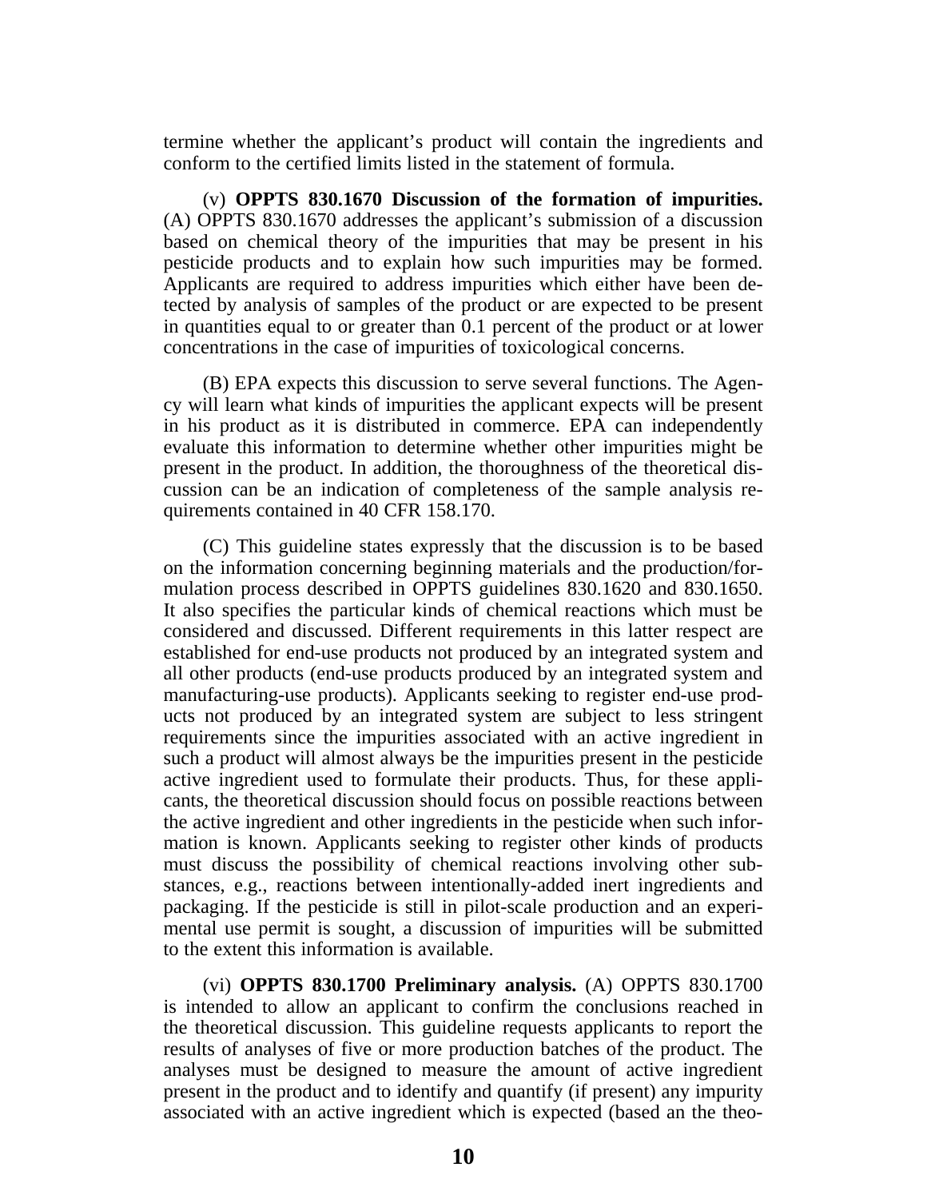termine whether the applicant's product will contain the ingredients and conform to the certified limits listed in the statement of formula.

(v) **OPPTS 830.1670 Discussion of the formation of impurities.** (A) OPPTS 830.1670 addresses the applicant's submission of a discussion based on chemical theory of the impurities that may be present in his pesticide products and to explain how such impurities may be formed. Applicants are required to address impurities which either have been detected by analysis of samples of the product or are expected to be present in quantities equal to or greater than 0.1 percent of the product or at lower concentrations in the case of impurities of toxicological concerns.

(B) EPA expects this discussion to serve several functions. The Agency will learn what kinds of impurities the applicant expects will be present in his product as it is distributed in commerce. EPA can independently evaluate this information to determine whether other impurities might be present in the product. In addition, the thoroughness of the theoretical discussion can be an indication of completeness of the sample analysis requirements contained in 40 CFR 158.170.

(C) This guideline states expressly that the discussion is to be based on the information concerning beginning materials and the production/formulation process described in OPPTS guidelines 830.1620 and 830.1650. It also specifies the particular kinds of chemical reactions which must be considered and discussed. Different requirements in this latter respect are established for end-use products not produced by an integrated system and all other products (end-use products produced by an integrated system and manufacturing-use products). Applicants seeking to register end-use products not produced by an integrated system are subject to less stringent requirements since the impurities associated with an active ingredient in such a product will almost always be the impurities present in the pesticide active ingredient used to formulate their products. Thus, for these applicants, the theoretical discussion should focus on possible reactions between the active ingredient and other ingredients in the pesticide when such information is known. Applicants seeking to register other kinds of products must discuss the possibility of chemical reactions involving other substances, e.g., reactions between intentionally-added inert ingredients and packaging. If the pesticide is still in pilot-scale production and an experimental use permit is sought, a discussion of impurities will be submitted to the extent this information is available.

(vi) **OPPTS 830.1700 Preliminary analysis.** (A) OPPTS 830.1700 is intended to allow an applicant to confirm the conclusions reached in the theoretical discussion. This guideline requests applicants to report the results of analyses of five or more production batches of the product. The analyses must be designed to measure the amount of active ingredient present in the product and to identify and quantify (if present) any impurity associated with an active ingredient which is expected (based an the theo-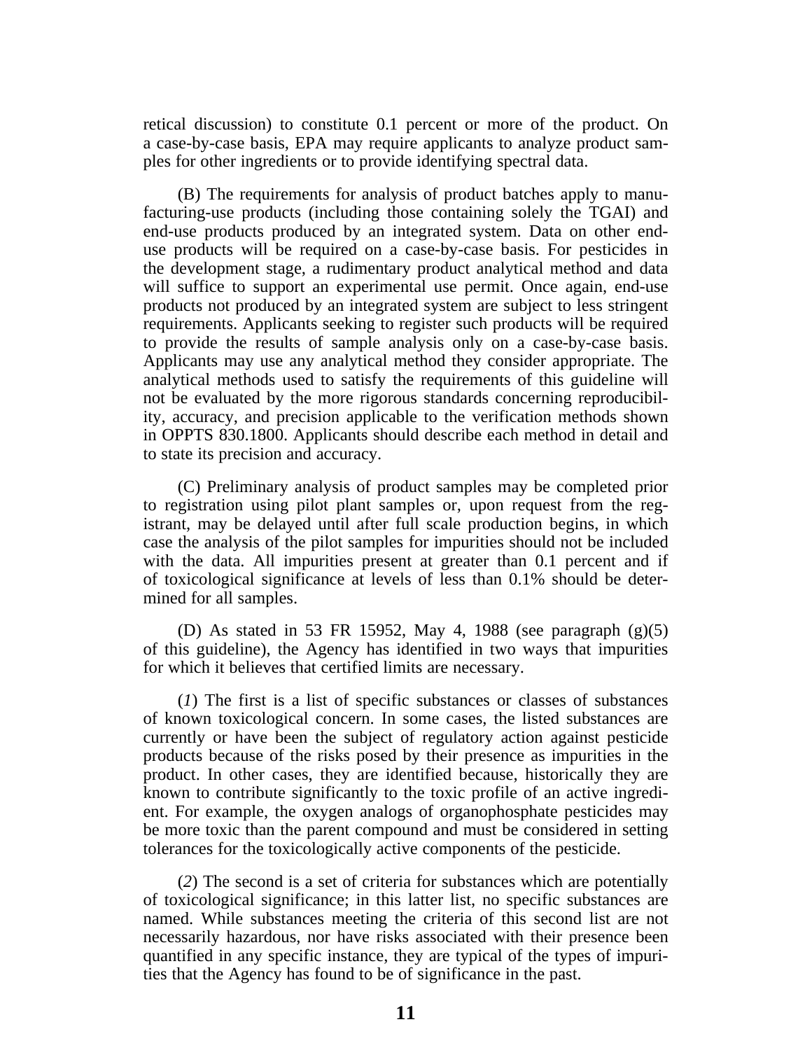retical discussion) to constitute 0.1 percent or more of the product. On a case-by-case basis, EPA may require applicants to analyze product samples for other ingredients or to provide identifying spectral data.

(B) The requirements for analysis of product batches apply to manufacturing-use products (including those containing solely the TGAI) and end-use products produced by an integrated system. Data on other end-use products will be required on a case-by-case basis. For pesticides in the development stage, a rudimentary product analytical method and data will suffice to support an experimental use permit. Once again, end-use products not produced by an integrated system are subject to less stringent requirements. Applicants seeking to register such products will be required to provide the results of sample analysis only on a case-by-case basis. Applicants may use any analytical method they consider appropriate. The analytical methods used to satisfy the requirements of this guideline will not be evaluated by the more rigorous standards concerning reproducibility, accuracy, and precision applicable to the verification methods shown in OPPTS 830.1800. Applicants should describe each method in detail and to state its precision and accuracy.

(C) Preliminary analysis of product samples may be completed prior to registration using pilot plant samples or, upon request from the registrant, may be delayed until after full scale production begins, in which case the analysis of the pilot samples for impurities should not be included with the data. All impurities present at greater than 0.1 percent and if of toxicological significance at levels of less than 0.1% should be determined for all samples.

(D) As stated in 53 FR 15952, May 4, 1988 (see paragraph (g)(5) of this guideline), the Agency has identified in two ways that impurities for which it believes that certified limits are necessary.

(*1*) The first is a list of specific substances or classes of substances of known toxicological concern. In some cases, the listed substances are currently or have been the subject of regulatory action against pesticide products because of the risks posed by their presence as impurities in the product. In other cases, they are identified because, historically they are known to contribute significantly to the toxic profile of an active ingredient. For example, the oxygen analogs of organophosphate pesticides may be more toxic than the parent compound and must be considered in setting tolerances for the toxicologically active components of the pesticide.

(*2*) The second is a set of criteria for substances which are potentially of toxicological significance; in this latter list, no specific substances are named. While substances meeting the criteria of this second list are not necessarily hazardous, nor have risks associated with their presence been quantified in any specific instance, they are typical of the types of impurities that the Agency has found to be of significance in the past.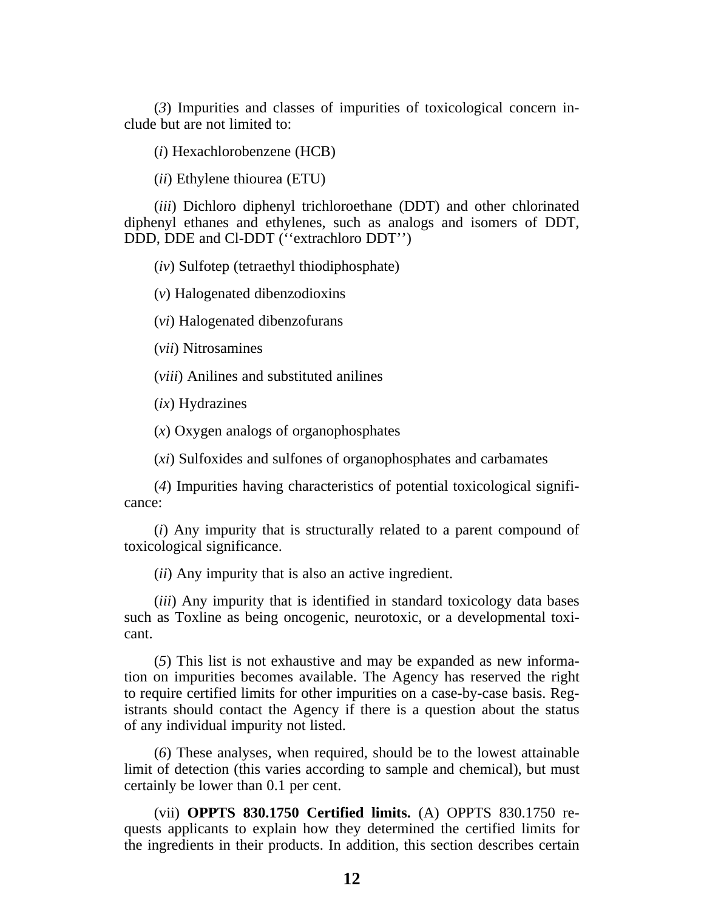(*3*) Impurities and classes of impurities of toxicological concern include but are not limited to:

(*i*) Hexachlorobenzene (HCB)

(*ii*) Ethylene thiourea (ETU)

(*iii*) Dichloro diphenyl trichloroethane (DDT) and other chlorinated diphenyl ethanes and ethylenes, such as analogs and isomers of DDT, DDD, DDE and Cl-DDT (''extrachloro DDT'')

(*iv*) Sulfotep (tetraethyl thiodiphosphate)

(*v*) Halogenated dibenzodioxins

(*vi*) Halogenated dibenzofurans

(*vii*) Nitrosamines

(*viii*) Anilines and substituted anilines

(*ix*) Hydrazines

(*x*) Oxygen analogs of organophosphates

(*xi*) Sulfoxides and sulfones of organophosphates and carbamates

(*4*) Impurities having characteristics of potential toxicological significance:

(*i*) Any impurity that is structurally related to a parent compound of toxicological significance.

(*ii*) Any impurity that is also an active ingredient.

(*iii*) Any impurity that is identified in standard toxicology data bases such as Toxline as being oncogenic, neurotoxic, or a developmental toxicant.

(*5*) This list is not exhaustive and may be expanded as new information on impurities becomes available. The Agency has reserved the right to require certified limits for other impurities on a case-by-case basis. Registrants should contact the Agency if there is a question about the status of any individual impurity not listed.

(*6*) These analyses, when required, should be to the lowest attainable limit of detection (this varies according to sample and chemical), but must certainly be lower than 0.1 per cent.

(vii) **OPPTS 830.1750 Certified limits.** (A) OPPTS 830.1750 requests applicants to explain how they determined the certified limits for the ingredients in their products. In addition, this section describes certain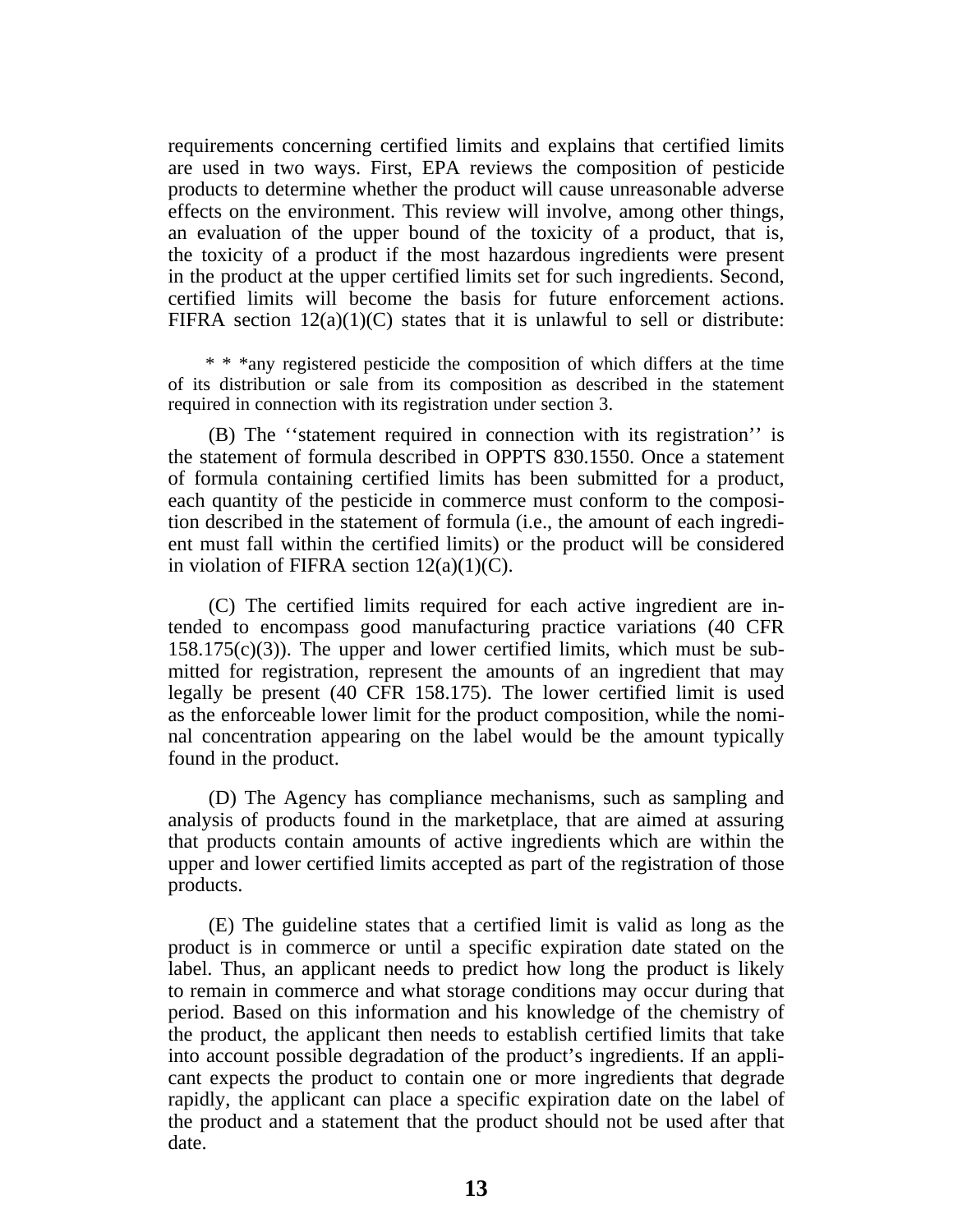requirements concerning certified limits and explains that certified limits are used in two ways. First, EPA reviews the composition of pesticide products to determine whether the product will cause unreasonable adverse effects on the environment. This review will involve, among other things, an evaluation of the upper bound of the toxicity of a product, that is, the toxicity of a product if the most hazardous ingredients were present in the product at the upper certified limits set for such ingredients. Second, certified limits will become the basis for future enforcement actions. FIFRA section 12(a)(1)(C) states that it is unlawful to sell or distribute:

> * * *any registered pesticide the composition of which differs at the time of its distribution or sale from its composition as described in the statement required in connection with its registration under section 3.

(B) The ''statement required in connection with its registration'' is the statement of formula described in OPPTS 830.1550. Once a statement of formula containing certified limits has been submitted for a product, each quantity of the pesticide in commerce must conform to the composition described in the statement of formula (i.e., the amount of each ingredient must fall within the certified limits) or the product will be considered in violation of FIFRA section 12(a)(1)(C).

(C) The certified limits required for each active ingredient are intended to encompass good manufacturing practice variations (40 CFR 158.175(c)(3)). The upper and lower certified limits, which must be submitted for registration, represent the amounts of an ingredient that may legally be present (40 CFR 158.175). The lower certified limit is used as the enforceable lower limit for the product composition, while the nominal concentration appearing on the label would be the amount typically found in the product.

(D) The Agency has compliance mechanisms, such as sampling and analysis of products found in the marketplace, that are aimed at assuring that products contain amounts of active ingredients which are within the upper and lower certified limits accepted as part of the registration of those products.

(E) The guideline states that a certified limit is valid as long as the product is in commerce or until a specific expiration date stated on the label. Thus, an applicant needs to predict how long the product is likely to remain in commerce and what storage conditions may occur during that period. Based on this information and his knowledge of the chemistry of the product, the applicant then needs to establish certified limits that take into account possible degradation of the product's ingredients. If an applicant expects the product to contain one or more ingredients that degrade rapidly, the applicant can place a specific expiration date on the label of the product and a statement that the product should not be used after that date.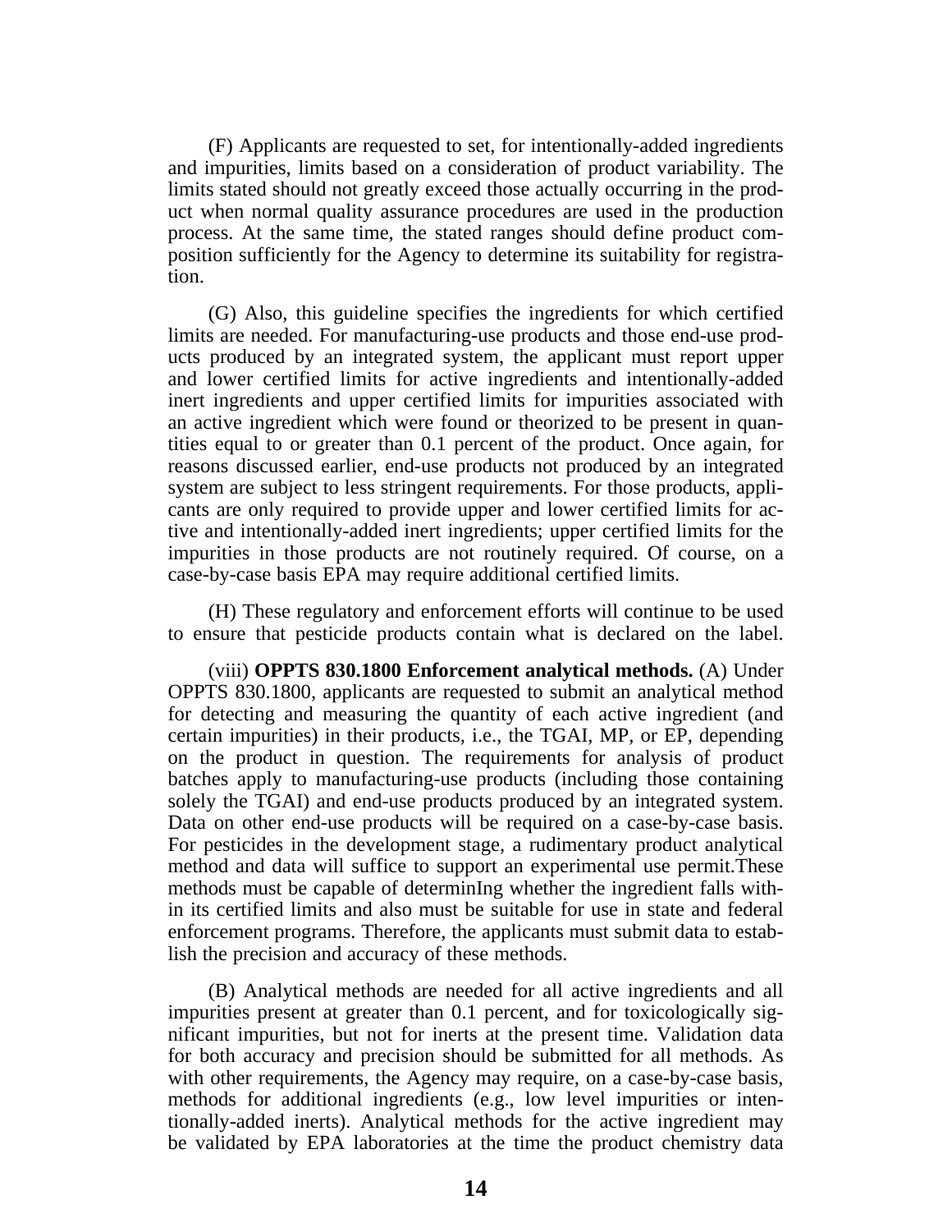(F) Applicants are requested to set, for intentionally-added ingredients and impurities, limits based on a consideration of product variability. The limits stated should not greatly exceed those actually occurring in the product when normal quality assurance procedures are used in the production process. At the same time, the stated ranges should define product composition sufficiently for the Agency to determine its suitability for registration.

(G) Also, this guideline specifies the ingredients for which certified limits are needed. For manufacturing-use products and those end-use products produced by an integrated system, the applicant must report upper and lower certified limits for active ingredients and intentionally-added inert ingredients and upper certified limits for impurities associated with an active ingredient which were found or theorized to be present in quantities equal to or greater than 0.1 percent of the product. Once again, for reasons discussed earlier, end-use products not produced by an integrated system are subject to less stringent requirements. For those products, applicants are only required to provide upper and lower certified limits for active and intentionally-added inert ingredients; upper certified limits for the impurities in those products are not routinely required. Of course, on a case-by-case basis EPA may require additional certified limits.

(H) These regulatory and enforcement efforts will continue to be used to ensure that pesticide products contain what is declared on the label.

(viii) **OPPTS 830.1800 Enforcement analytical methods.** (A) Under OPPTS 830.1800, applicants are requested to submit an analytical method for detecting and measuring the quantity of each active ingredient (and certain impurities) in their products, i.e., the TGAI, MP, or EP, depending on the product in question. The requirements for analysis of product batches apply to manufacturing-use products (including those containing solely the TGAI) and end-use products produced by an integrated system. Data on other end-use products will be required on a case-by-case basis. For pesticides in the development stage, a rudimentary product analytical method and data will suffice to support an experimental use permit.These methods must be capable of determinIng whether the ingredient falls within its certified limits and also must be suitable for use in state and federal enforcement programs. Therefore, the applicants must submit data to establish the precision and accuracy of these methods.

(B) Analytical methods are needed for all active ingredients and all impurities present at greater than 0.1 percent, and for toxicologically significant impurities, but not for inerts at the present time. Validation data for both accuracy and precision should be submitted for all methods. As with other requirements, the Agency may require, on a case-by-case basis, methods for additional ingredients (e.g., low level impurities or intentionally-added inerts). Analytical methods for the active ingredient may be validated by EPA laboratories at the time the product chemistry data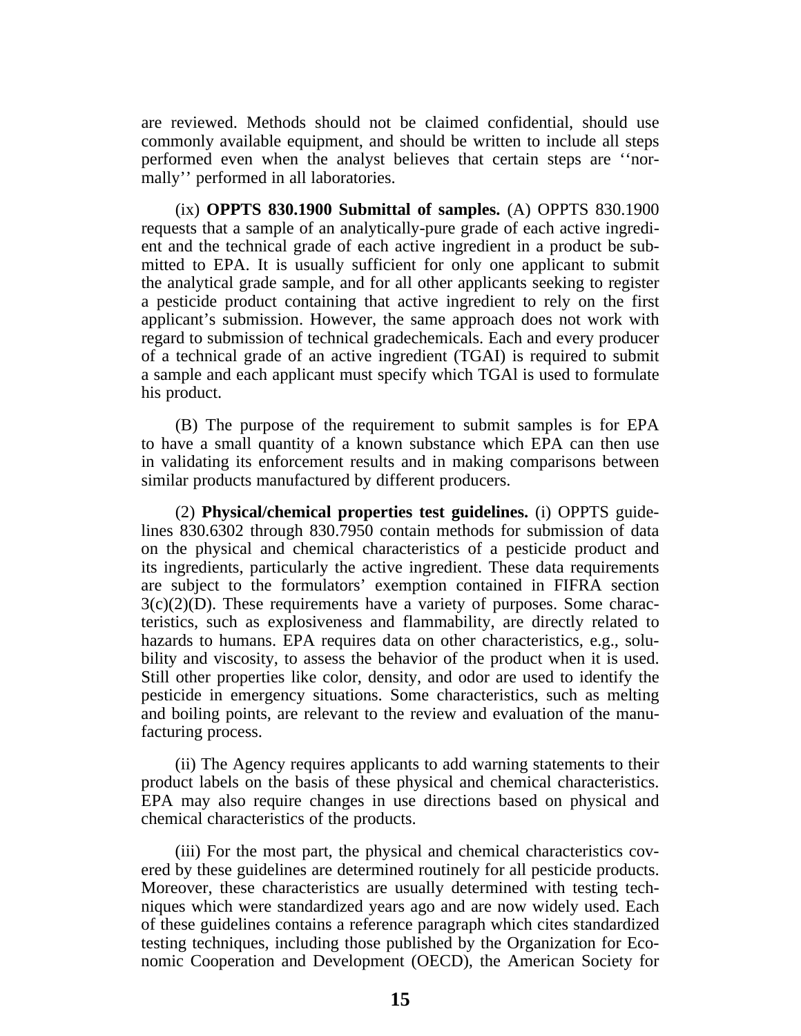are reviewed. Methods should not be claimed confidential, should use commonly available equipment, and should be written to include all steps performed even when the analyst believes that certain steps are ''normally'' performed in all laboratories.

(ix) **OPPTS 830.1900 Submittal of samples.** (A) OPPTS 830.1900 requests that a sample of an analytically-pure grade of each active ingredient and the technical grade of each active ingredient in a product be submitted to EPA. It is usually sufficient for only one applicant to submit the analytical grade sample, and for all other applicants seeking to register a pesticide product containing that active ingredient to rely on the first applicant's submission. However, the same approach does not work with regard to submission of technical gradechemicals. Each and every producer of a technical grade of an active ingredient (TGAI) is required to submit a sample and each applicant must specify which TGAl is used to formulate his product.

(B) The purpose of the requirement to submit samples is for EPA to have a small quantity of a known substance which EPA can then use in validating its enforcement results and in making comparisons between similar products manufactured by different producers.

(2) **Physical/chemical properties test guidelines.** (i) OPPTS guidelines 830.6302 through 830.7950 contain methods for submission of data on the physical and chemical characteristics of a pesticide product and its ingredients, particularly the active ingredient. These data requirements are subject to the formulators' exemption contained in FIFRA section 3(c)(2)(D). These requirements have a variety of purposes. Some characteristics, such as explosiveness and flammability, are directly related to hazards to humans. EPA requires data on other characteristics, e.g., solubility and viscosity, to assess the behavior of the product when it is used. Still other properties like color, density, and odor are used to identify the pesticide in emergency situations. Some characteristics, such as melting and boiling points, are relevant to the review and evaluation of the manufacturing process.

(ii) The Agency requires applicants to add warning statements to their product labels on the basis of these physical and chemical characteristics. EPA may also require changes in use directions based on physical and chemical characteristics of the products.

(iii) For the most part, the physical and chemical characteristics covered by these guidelines are determined routinely for all pesticide products. Moreover, these characteristics are usually determined with testing techniques which were standardized years ago and are now widely used. Each of these guidelines contains a reference paragraph which cites standardized testing techniques, including those published by the Organization for Economic Cooperation and Development (OECD), the American Society for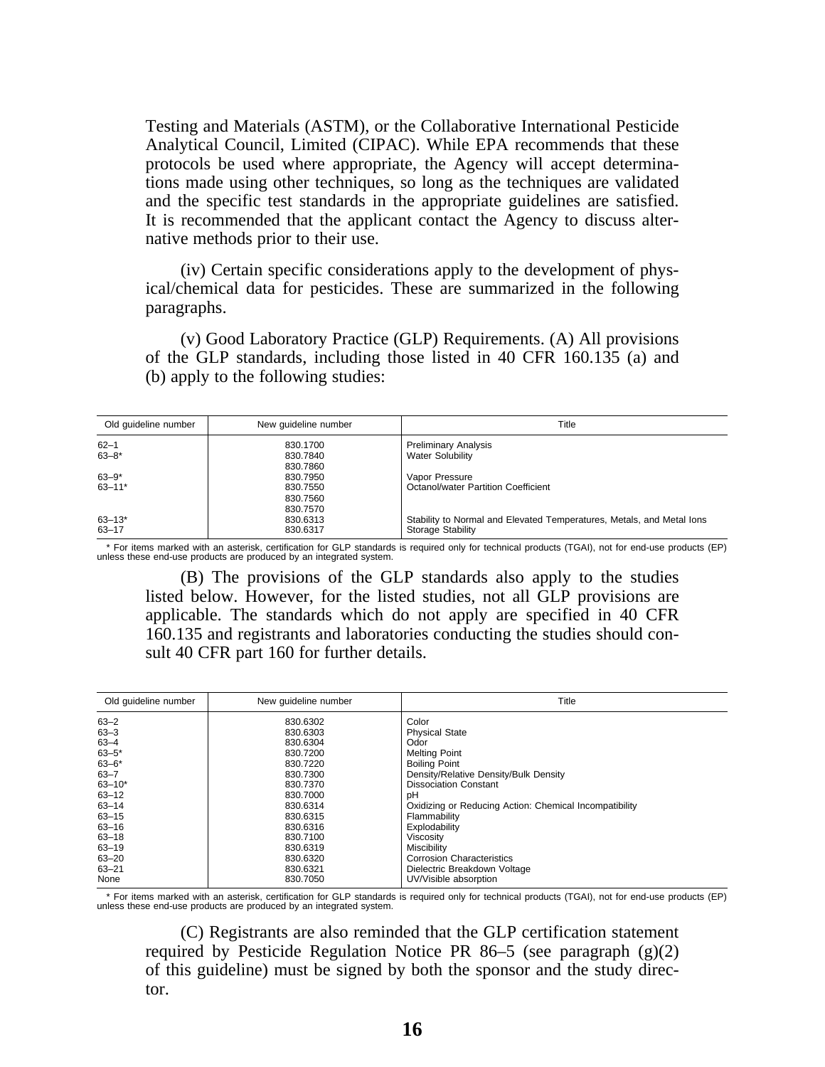Testing and Materials (ASTM), or the Collaborative International Pesticide Analytical Council, Limited (CIPAC). While EPA recommends that these protocols be used where appropriate, the Agency will accept determinations made using other techniques, so long as the techniques are validated and the specific test standards in the appropriate guidelines are satisfied. It is recommended that the applicant contact the Agency to discuss alternative methods prior to their use.

(iv) Certain specific considerations apply to the development of physical/chemical data for pesticides. These are summarized in the following paragraphs.

(v) Good Laboratory Practice (GLP) Requirements. (A) All provisions of the GLP standards, including those listed in 40 CFR 160.135 (a) and (b) apply to the following studies:

| Old guideline number | New guideline number | Title |
|---|---|---|
| 62–1 | 830.1700 | Preliminary Analysis |
| 63–8* | 830.7840 | Water Solubility |
| | 830.7860 | |
| 63–9* | 830.7950 | Vapor Pressure |
| 63–11* | 830.7550 | Octanol/water Partition Coefficient |
| | 830.7560 | |
| | 830.7570 | |
| 63–13* | 830.6313 | Stability to Normal and Elevated Temperatures, Metals, and Metal Ions |
| 63–17 | 830.6317 | Storage Stability |

* For items marked with an asterisk, certification for GLP standards is required only for technical products (TGAI), not for end-use products (EP) unless these end-use products are produced by an integrated system.

(B) The provisions of the GLP standards also apply to the studies listed below. However, for the listed studies, not all GLP provisions are applicable. The standards which do not apply are specified in 40 CFR 160.135 and registrants and laboratories conducting the studies should consult 40 CFR part 160 for further details.

| Old guideline number | New guideline number | Title |
|---|---|---|
| 63–2 | 830.6302 | Color |
| 63–3 | 830.6303 | Physical State |
| 63–4 | 830.6304 | Odor |
| 63–5* | 830.7200 | Melting Point |
| 63–6* | 830.7220 | Boiling Point |
| 63–7 | 830.7300 | Density/Relative Density/Bulk Density |
| 63–10* | 830.7370 | Dissociation Constant |
| 63–12 | 830.7000 | pH |
| 63–14 | 830.6314 | Oxidizing or Reducing Action: Chemical Incompatibility |
| 63–15 | 830.6315 | Flammability |
| 63–16 | 830.6316 | Explodability |
| 63–18 | 830.7100 | Viscosity |
| 63–19 | 830.6319 | Miscibility |
| 63–20 | 830.6320 | Corrosion Characteristics |
| 63–21 | 830.6321 | Dielectric Breakdown Voltage |
| None | 830.7050 | UV/Visible absorption |

* For items marked with an asterisk, certification for GLP standards is required only for technical products (TGAI), not for end-use products (EP) unless these end-use products are produced by an integrated system.

(C) Registrants are also reminded that the GLP certification statement required by Pesticide Regulation Notice PR 86–5 (see paragraph (g)(2) of this guideline) must be signed by both the sponsor and the study director.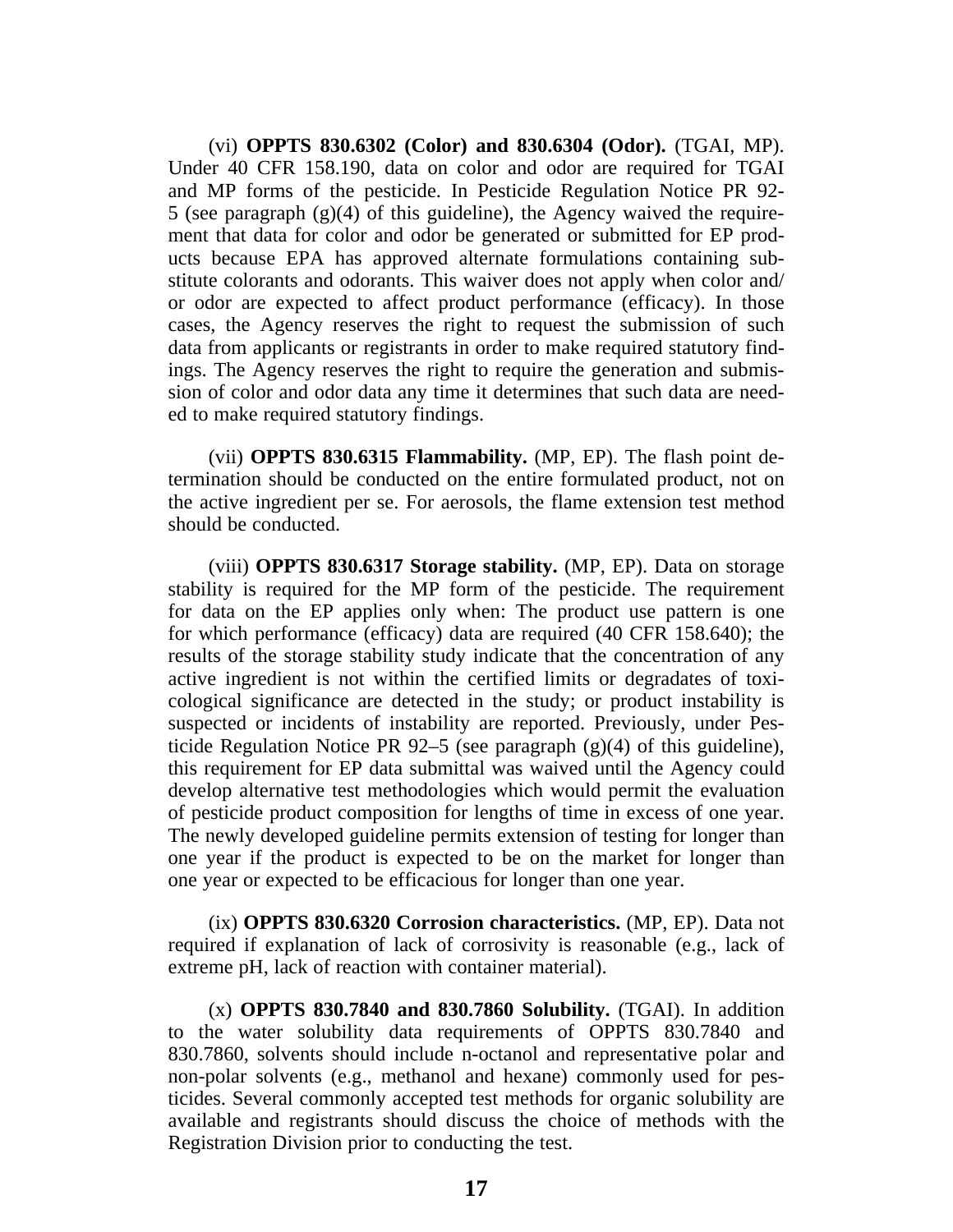(vi) **OPPTS 830.6302 (Color) and 830.6304 (Odor).** (TGAI, MP). Under 40 CFR 158.190, data on color and odor are required for TGAI and MP forms of the pesticide. In Pesticide Regulation Notice PR 92-5 (see paragraph (g)(4) of this guideline), the Agency waived the requirement that data for color and odor be generated or submitted for EP products because EPA has approved alternate formulations containing substitute colorants and odorants. This waiver does not apply when color and/or odor are expected to affect product performance (efficacy). In those cases, the Agency reserves the right to request the submission of such data from applicants or registrants in order to make required statutory findings. The Agency reserves the right to require the generation and submission of color and odor data any time it determines that such data are needed to make required statutory findings.

(vii) **OPPTS 830.6315 Flammability.** (MP, EP). The flash point determination should be conducted on the entire formulated product, not on the active ingredient per se. For aerosols, the flame extension test method should be conducted.

(viii) **OPPTS 830.6317 Storage stability.** (MP, EP). Data on storage stability is required for the MP form of the pesticide. The requirement for data on the EP applies only when: The product use pattern is one for which performance (efficacy) data are required (40 CFR 158.640); the results of the storage stability study indicate that the concentration of any active ingredient is not within the certified limits or degradates of toxicological significance are detected in the study; or product instability is suspected or incidents of instability are reported. Previously, under Pesticide Regulation Notice PR 92–5 (see paragraph (g)(4) of this guideline), this requirement for EP data submittal was waived until the Agency could develop alternative test methodologies which would permit the evaluation of pesticide product composition for lengths of time in excess of one year. The newly developed guideline permits extension of testing for longer than one year if the product is expected to be on the market for longer than one year or expected to be efficacious for longer than one year.

(ix) **OPPTS 830.6320 Corrosion characteristics.** (MP, EP). Data not required if explanation of lack of corrosivity is reasonable (e.g., lack of extreme pH, lack of reaction with container material).

(x) **OPPTS 830.7840 and 830.7860 Solubility.** (TGAI). In addition to the water solubility data requirements of OPPTS 830.7840 and 830.7860, solvents should include n-octanol and representative polar and non-polar solvents (e.g., methanol and hexane) commonly used for pesticides. Several commonly accepted test methods for organic solubility are available and registrants should discuss the choice of methods with the Registration Division prior to conducting the test.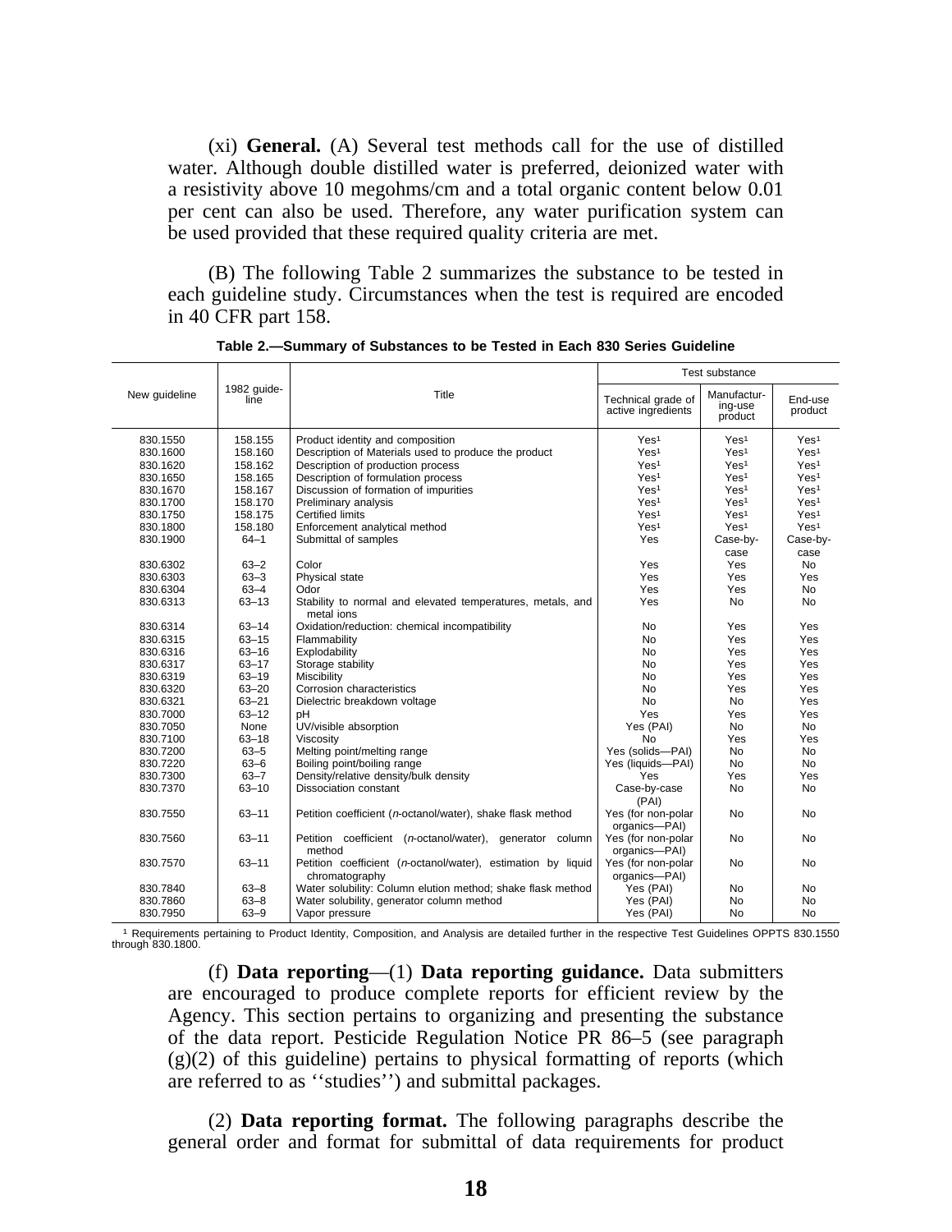(xi) **General.** (A) Several test methods call for the use of distilled water. Although double distilled water is preferred, deionized water with a resistivity above 10 megohms/cm and a total organic content below 0.01 per cent can also be used. Therefore, any water purification system can be used provided that these required quality criteria are met.

(B) The following Table 2 summarizes the substance to be tested in each guideline study. Circumstances when the test is required are encoded in 40 CFR part 158.

**Table 2.—Summary of Substances to be Tested in Each 830 Series Guideline**

| New guideline | 1982 guideline | Title | Test substance | | |
|---|---|---|---|---|---|
| | | | Technical grade of active ingredients | Manufacturing-use product | End-use product |
| 830.1550 | 158.155 | Product identity and composition | Yes[1] | Yes[1] | Yes[1] |
| 830.1600 | 158.160 | Description of Materials used to produce the product | Yes[1] | Yes[1] | Yes[1] |
| 830.1620 | 158.162 | Description of production process | Yes[1] | Yes[1] | Yes[1] |
| 830.1650 | 158.165 | Description of formulation process | Yes[1] | Yes[1] | Yes[1] |
| 830.1670 | 158.167 | Discussion of formation of impurities | Yes[1] | Yes[1] | Yes[1] |
| 830.1700 | 158.170 | Preliminary analysis | Yes[1] | Yes[1] | Yes[1] |
| 830.1750 | 158.175 | Certified limits | Yes[1] | Yes[1] | Yes[1] |
| 830.1800 | 158.180 | Enforcement analytical method | Yes[1] | Yes[1] | Yes[1] |
| 830.1900 | 64–1 | Submittal of samples | Yes | Case-by-case | Case-by-case |
| 830.6302 | 63–2 | Color | Yes | Yes | No |
| 830.6303 | 63–3 | Physical state | Yes | Yes | Yes |
| 830.6304 | 63–4 | Odor | Yes | Yes | No |
| 830.6313 | 63–13 | Stability to normal and elevated temperatures, metals, and metal ions | Yes | No | No |
| 830.6314 | 63–14 | Oxidation/reduction: chemical incompatibility | No | Yes | Yes |
| 830.6315 | 63–15 | Flammability | No | Yes | Yes |
| 830.6316 | 63–16 | Explodability | No | Yes | Yes |
| 830.6317 | 63–17 | Storage stability | No | Yes | Yes |
| 830.6319 | 63–19 | Miscibility | No | Yes | Yes |
| 830.6320 | 63–20 | Corrosion characteristics | No | Yes | Yes |
| 830.6321 | 63–21 | Dielectric breakdown voltage | No | No | Yes |
| 830.7000 | 63–12 | pH | Yes | Yes | Yes |
| 830.7050 | None | UV/visible absorption | Yes (PAI) | No | No |
| 830.7100 | 63–18 | Viscosity | No | Yes | Yes |
| 830.7200 | 63–5 | Melting point/melting range | Yes (solids—PAI) | No | No |
| 830.7220 | 63–6 | Boiling point/boiling range | Yes (liquids—PAI) | No | No |
| 830.7300 | 63–7 | Density/relative density/bulk density | Yes | Yes | Yes |
| 830.7370 | 63–10 | Dissociation constant | Case-by-case (PAI) | No | No |
| 830.7550 | 63–11 | Petition coefficient (*n*-octanol/water), shake flask method | Yes (for non-polar organics—PAI) | No | No |
| 830.7560 | 63–11 | Petition coefficient (*n*-octanol/water), generator column method | Yes (for non-polar organics—PAI) | No | No |
| 830.7570 | 63–11 | Petition coefficient (*n*-octanol/water), estimation by liquid chromatography | Yes (for non-polar organics—PAI) | No | No |
| 830.7840 | 63–8 | Water solubility: Column elution method; shake flask method | Yes (PAI) | No | No |
| 830.7860 | 63–8 | Water solubility, generator column method | Yes (PAI) | No | No |
| 830.7950 | 63–9 | Vapor pressure | Yes (PAI) | No | No |

[1] Requirements pertaining to Product Identity, Composition, and Analysis are detailed further in the respective Test Guidelines OPPTS 830.1550 through 830.1800.

(f) **Data reporting**—(1) **Data reporting guidance.** Data submitters are encouraged to produce complete reports for efficient review by the Agency. This section pertains to organizing and presenting the substance of the data report. Pesticide Regulation Notice PR 86–5 (see paragraph (g)(2) of this guideline) pertains to physical formatting of reports (which are referred to as ''studies'') and submittal packages.

(2) **Data reporting format.** The following paragraphs describe the general order and format for submittal of data requirements for product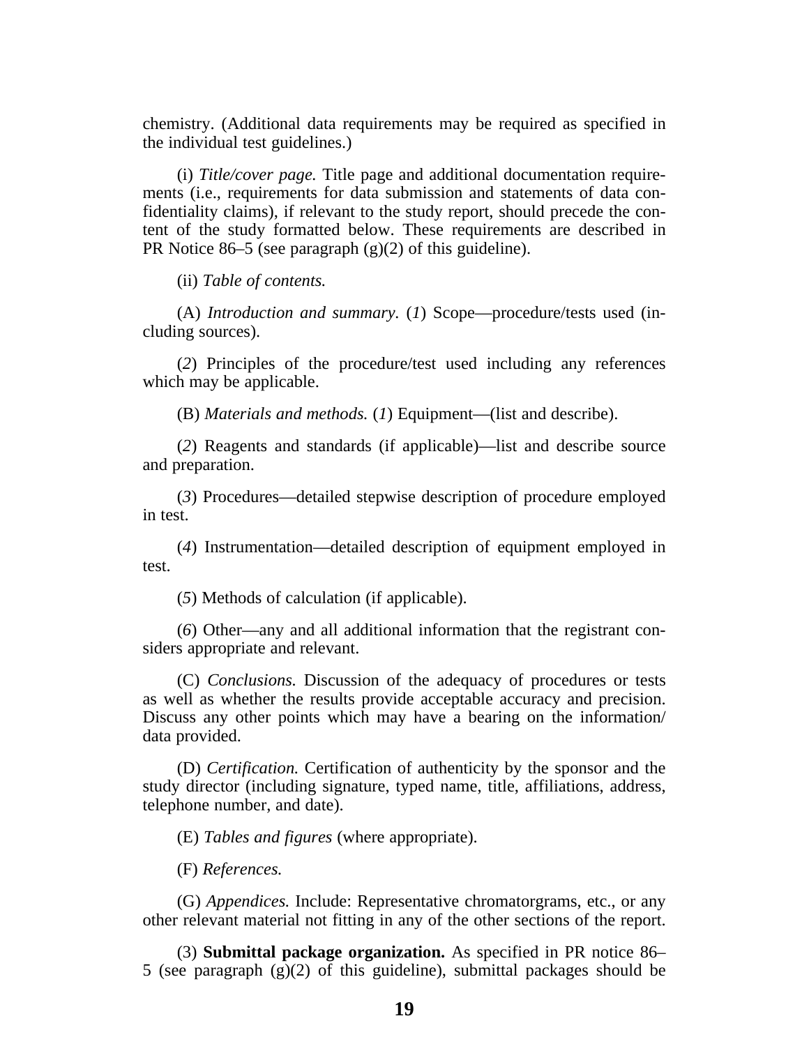chemistry. (Additional data requirements may be required as specified in the individual test guidelines.)

(i) *Title/cover page.* Title page and additional documentation requirements (i.e., requirements for data submission and statements of data confidentiality claims), if relevant to the study report, should precede the content of the study formatted below. These requirements are described in PR Notice 86–5 (see paragraph (g)(2) of this guideline).

(ii) *Table of contents.*

(A) *Introduction and summary.* (*1*) Scope—procedure/tests used (including sources).

(*2*) Principles of the procedure/test used including any references which may be applicable.

(B) *Materials and methods.* (*1*) Equipment—(list and describe).

(*2*) Reagents and standards (if applicable)—list and describe source and preparation.

(*3*) Procedures—detailed stepwise description of procedure employed in test.

(*4*) Instrumentation—detailed description of equipment employed in test.

(*5*) Methods of calculation (if applicable).

(*6*) Other—any and all additional information that the registrant considers appropriate and relevant.

(C) *Conclusions.* Discussion of the adequacy of procedures or tests as well as whether the results provide acceptable accuracy and precision. Discuss any other points which may have a bearing on the information/ data provided.

(D) *Certification.* Certification of authenticity by the sponsor and the study director (including signature, typed name, title, affiliations, address, telephone number, and date).

(E) *Tables and figures* (where appropriate).

(F) *References.*

(G) *Appendices.* Include: Representative chromatorgrams, etc., or any other relevant material not fitting in any of the other sections of the report.

(3) **Submittal package organization.** As specified in PR notice 86–5 (see paragraph (g)(2) of this guideline), submittal packages should be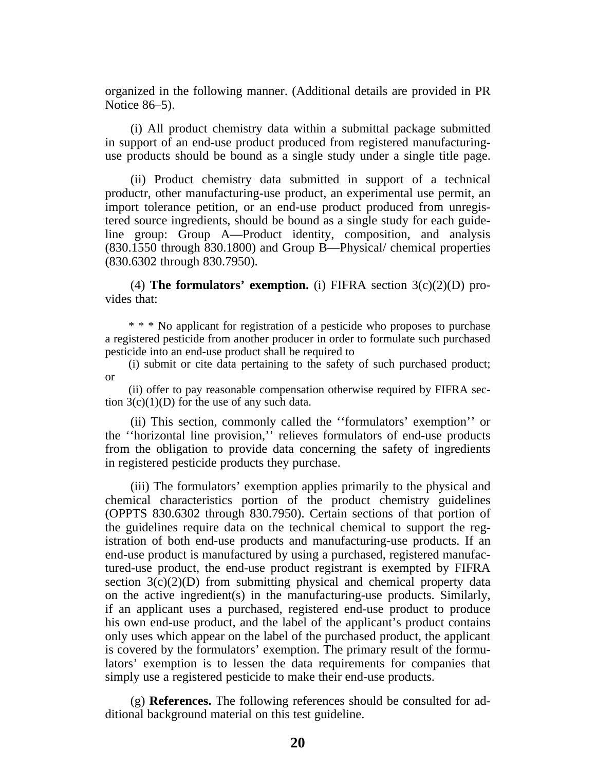organized in the following manner. (Additional details are provided in PR Notice 86–5).

(i) All product chemistry data within a submittal package submitted in support of an end-use product produced from registered manufacturing-use products should be bound as a single study under a single title page.

(ii) Product chemistry data submitted in support of a technical productr, other manufacturing-use product, an experimental use permit, an import tolerance petition, or an end-use product produced from unregistered source ingredients, should be bound as a single study for each guideline group: Group A—Product identity, composition, and analysis (830.1550 through 830.1800) and Group B—Physical/ chemical properties (830.6302 through 830.7950).

(4) **The formulators' exemption.** (i) FIFRA section 3(c)(2)(D) provides that:

> * * * No applicant for registration of a pesticide who proposes to purchase a registered pesticide from another producer in order to formulate such purchased pesticide into an end-use product shall be required to
>
> (i) submit or cite data pertaining to the safety of such purchased product; or
>
> (ii) offer to pay reasonable compensation otherwise required by FIFRA section 3(c)(1)(D) for the use of any such data.

(ii) This section, commonly called the ''formulators' exemption'' or the ''horizontal line provision,'' relieves formulators of end-use products from the obligation to provide data concerning the safety of ingredients in registered pesticide products they purchase.

(iii) The formulators' exemption applies primarily to the physical and chemical characteristics portion of the product chemistry guidelines (OPPTS 830.6302 through 830.7950). Certain sections of that portion of the guidelines require data on the technical chemical to support the registration of both end-use products and manufacturing-use products. If an end-use product is manufactured by using a purchased, registered manufactured-use product, the end-use product registrant is exempted by FIFRA section 3(c)(2)(D) from submitting physical and chemical property data on the active ingredient(s) in the manufacturing-use products. Similarly, if an applicant uses a purchased, registered end-use product to produce his own end-use product, and the label of the applicant's product contains only uses which appear on the label of the purchased product, the applicant is covered by the formulators' exemption. The primary result of the formulators' exemption is to lessen the data requirements for companies that simply use a registered pesticide to make their end-use products.

(g) **References.** The following references should be consulted for additional background material on this test guideline.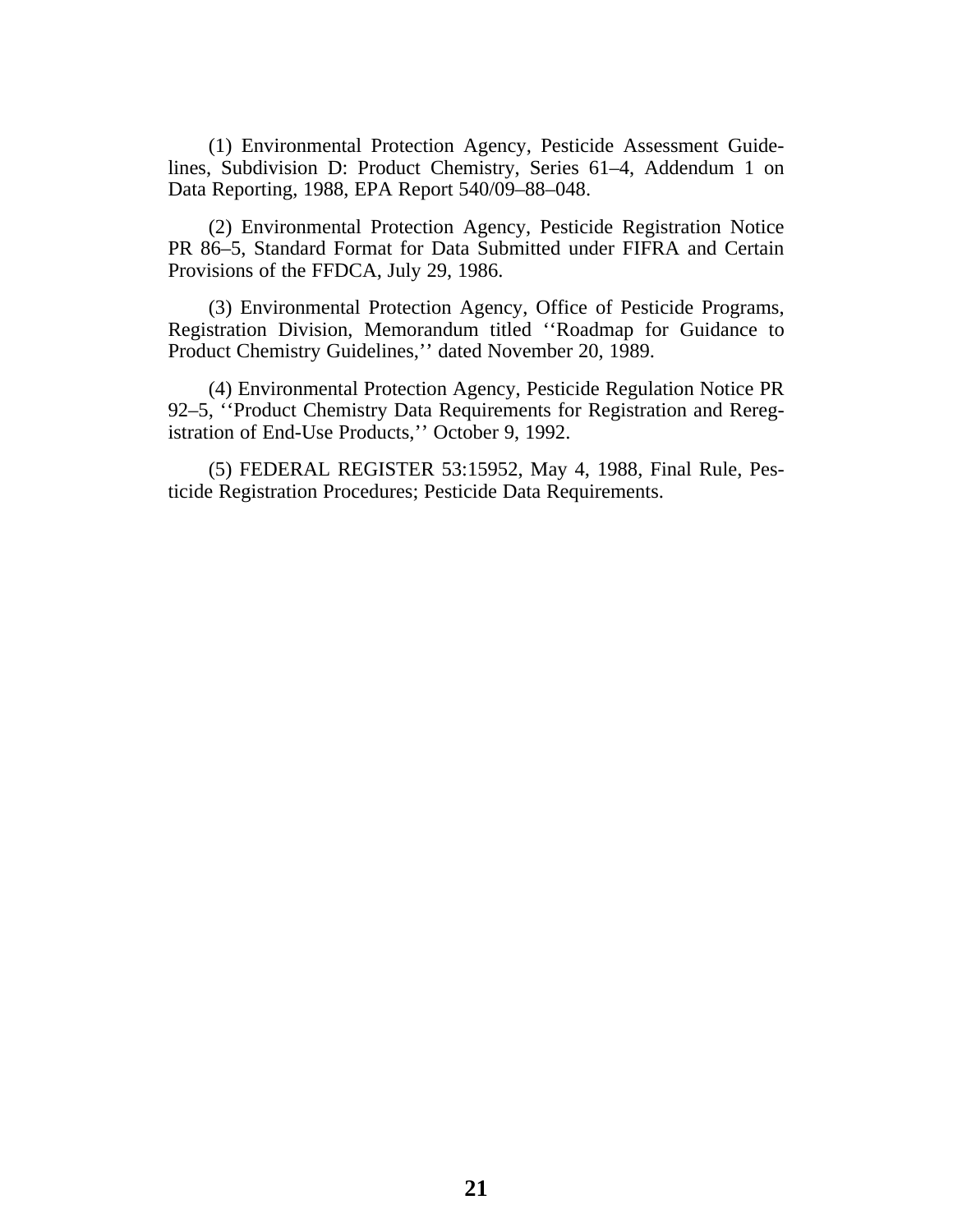(1) Environmental Protection Agency, Pesticide Assessment Guidelines, Subdivision D: Product Chemistry, Series 61–4, Addendum 1 on Data Reporting, 1988, EPA Report 540/09–88–048.

(2) Environmental Protection Agency, Pesticide Registration Notice PR 86–5, Standard Format for Data Submitted under FIFRA and Certain Provisions of the FFDCA, July 29, 1986.

(3) Environmental Protection Agency, Office of Pesticide Programs, Registration Division, Memorandum titled ''Roadmap for Guidance to Product Chemistry Guidelines,'' dated November 20, 1989.

(4) Environmental Protection Agency, Pesticide Regulation Notice PR 92–5, ''Product Chemistry Data Requirements for Registration and Reregistration of End-Use Products,'' October 9, 1992.

(5) FEDERAL REGISTER 53:15952, May 4, 1988, Final Rule, Pesticide Registration Procedures; Pesticide Data Requirements.